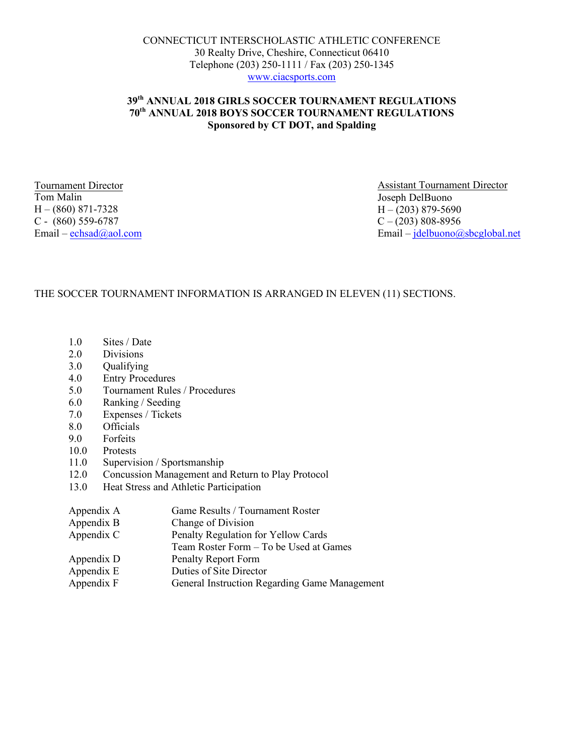CONNECTICUT INTERSCHOLASTIC ATHLETIC CONFERENCE
30 Realty Drive, Cheshire, Connecticut 06410
Telephone (203) 250-1111 / Fax (203) 250-1345
www.ciacsports.com

**39th ANNUAL 2018 GIRLS SOCCER TOURNAMENT REGULATIONS**
**70th ANNUAL 2018 BOYS SOCCER TOURNAMENT REGULATIONS**
**Sponsored by CT DOT, and Spalding**

Tournament Director
Tom Malin
H – (860) 871-7328
C - (860) 559-6787
Email – echsad@aol.com

Assistant Tournament Director
Joseph DelBuono
H – (203) 879-5690
C – (203) 808-8956
Email – jdelbuono@sbcglobal.net

THE SOCCER TOURNAMENT INFORMATION IS ARRANGED IN ELEVEN (11) SECTIONS.

1.0 Sites / Date
2.0 Divisions
3.0 Qualifying
4.0 Entry Procedures
5.0 Tournament Rules / Procedures
6.0 Ranking / Seeding
7.0 Expenses / Tickets
8.0 Officials
9.0 Forfeits
10.0 Protests
11.0 Supervision / Sportsmanship
12.0 Concussion Management and Return to Play Protocol
13.0 Heat Stress and Athletic Participation

| | |
|---|---|
| Appendix A | Game Results / Tournament Roster |
| Appendix B | Change of Division |
| Appendix C | Penalty Regulation for Yellow Cards |
| | Team Roster Form – To be Used at Games |
| Appendix D | Penalty Report Form |
| Appendix E | Duties of Site Director |
| Appendix F | General Instruction Regarding Game Management |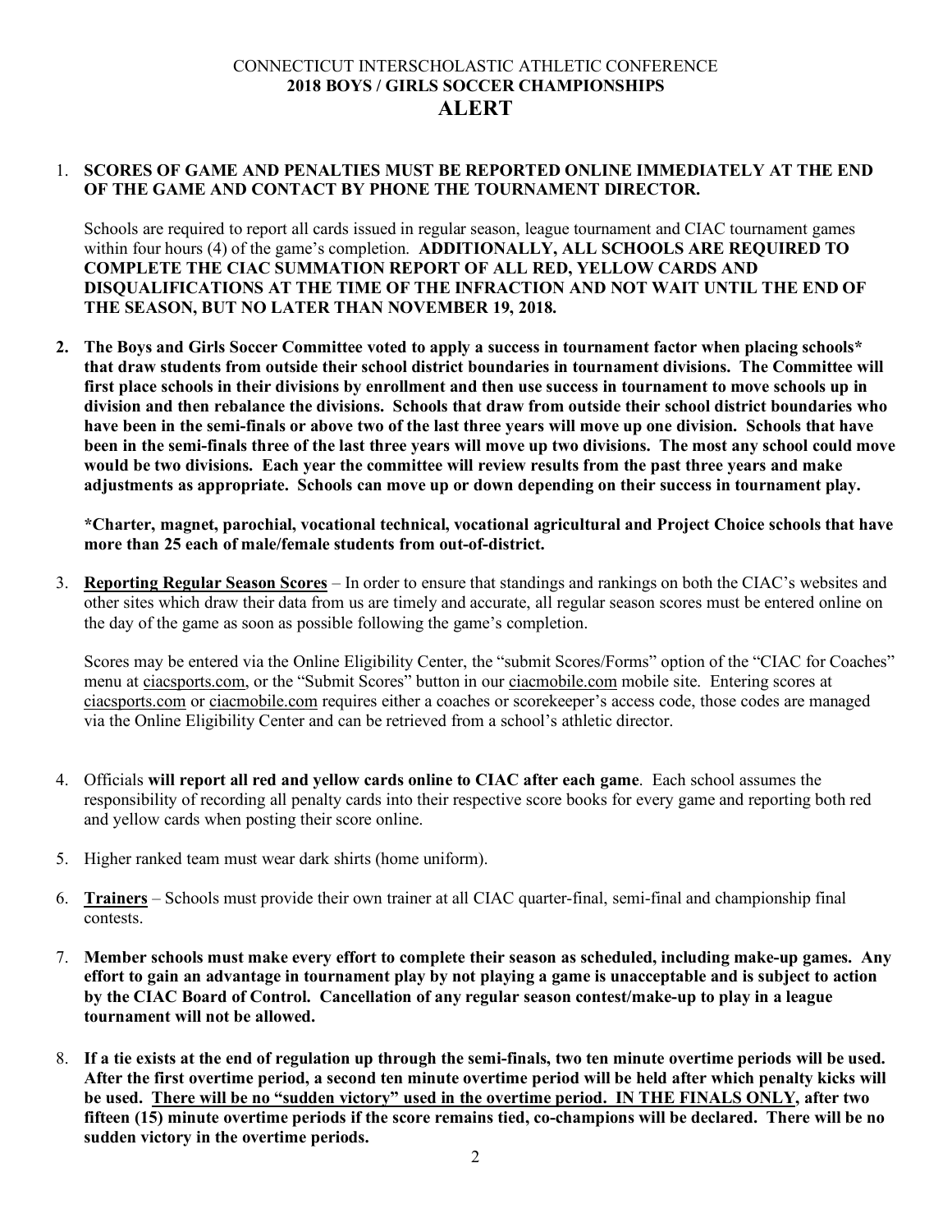# CONNECTICUT INTERSCHOLASTIC ATHLETIC CONFERENCE

## 2018 BOYS / GIRLS SOCCER CHAMPIONSHIPS

## ALERT

1. **SCORES OF GAME AND PENALTIES MUST BE REPORTED ONLINE IMMEDIATELY AT THE END OF THE GAME AND CONTACT BY PHONE THE TOURNAMENT DIRECTOR.**

   Schools are required to report all cards issued in regular season, league tournament and CIAC tournament games within four hours (4) of the game's completion. **ADDITIONALLY, ALL SCHOOLS ARE REQUIRED TO COMPLETE THE CIAC SUMMATION REPORT OF ALL RED, YELLOW CARDS AND DISQUALIFICATIONS AT THE TIME OF THE INFRACTION AND NOT WAIT UNTIL THE END OF THE SEASON, BUT NO LATER THAN NOVEMBER 19, 2018.**

2. **The Boys and Girls Soccer Committee voted to apply a success in tournament factor when placing schools* that draw students from outside their school district boundaries in tournament divisions. The Committee will first place schools in their divisions by enrollment and then use success in tournament to move schools up in division and then rebalance the divisions. Schools that draw from outside their school district boundaries who have been in the semi-finals or above two of the last three years will move up one division. Schools that have been in the semi-finals three of the last three years will move up two divisions. The most any school could move would be two divisions. Each year the committee will review results from the past three years and make adjustments as appropriate. Schools can move up or down depending on their success in tournament play.**

   ***Charter, magnet, parochial, vocational technical, vocational agricultural and Project Choice schools that have more than 25 each of male/female students from out-of-district.**

3. <u>**Reporting Regular Season Scores**</u> – In order to ensure that standings and rankings on both the CIAC's websites and other sites which draw their data from us are timely and accurate, all regular season scores must be entered online on the day of the game as soon as possible following the game's completion.

   Scores may be entered via the Online Eligibility Center, the "submit Scores/Forms" option of the "CIAC for Coaches" menu at <u>ciacsports.com</u>, or the "Submit Scores" button in our <u>ciacmobile.com</u> mobile site. Entering scores at <u>ciacsports.com</u> or <u>ciacmobile.com</u> requires either a coaches or scorekeeper's access code, those codes are managed via the Online Eligibility Center and can be retrieved from a school's athletic director.

4. Officials **will report all red and yellow cards online to CIAC after each game**. Each school assumes the responsibility of recording all penalty cards into their respective score books for every game and reporting both red and yellow cards when posting their score online.

5. Higher ranked team must wear dark shirts (home uniform).

6. <u>**Trainers**</u> – Schools must provide their own trainer at all CIAC quarter-final, semi-final and championship final contests.

7. **Member schools must make every effort to complete their season as scheduled, including make-up games. Any effort to gain an advantage in tournament play by not playing a game is unacceptable and is subject to action by the CIAC Board of Control. Cancellation of any regular season contest/make-up to play in a league tournament will not be allowed.**

8. **If a tie exists at the end of regulation up through the semi-finals, two ten minute overtime periods will be used. After the first overtime period, a second ten minute overtime period will be held after which penalty kicks will be used. <u>There will be no "sudden victory" used in the overtime period. IN THE FINALS ONLY</u>, after two fifteen (15) minute overtime periods if the score remains tied, co-champions will be declared. There will be no sudden victory in the overtime periods.**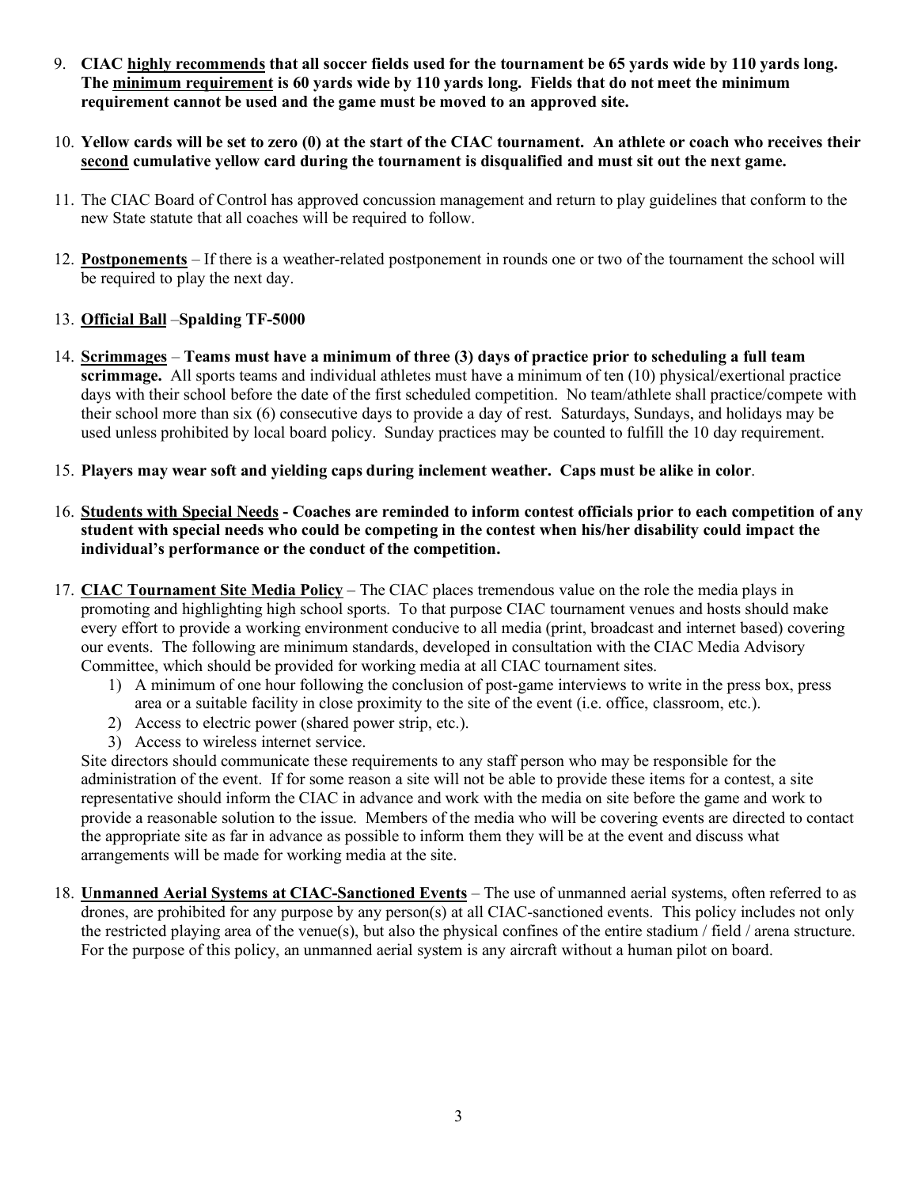9. **CIAC <u>highly recommends</u> that all soccer fields used for the tournament be 65 yards wide by 110 yards long. The <u>minimum requirement</u> is 60 yards wide by 110 yards long. Fields that do not meet the minimum requirement cannot be used and the game must be moved to an approved site.**

10. **Yellow cards will be set to zero (0) at the start of the CIAC tournament. An athlete or coach who receives their <u>second</u> cumulative yellow card during the tournament is disqualified and must sit out the next game.**

11. The CIAC Board of Control has approved concussion management and return to play guidelines that conform to the new State statute that all coaches will be required to follow.

12. **<u>Postponements</u>** – If there is a weather-related postponement in rounds one or two of the tournament the school will be required to play the next day.

13. **<u>Official Ball</u>** –**Spalding TF-5000**

14. **<u>Scrimmages</u>** – **Teams must have a minimum of three (3) days of practice prior to scheduling a full team scrimmage.** All sports teams and individual athletes must have a minimum of ten (10) physical/exertional practice days with their school before the date of the first scheduled competition. No team/athlete shall practice/compete with their school more than six (6) consecutive days to provide a day of rest. Saturdays, Sundays, and holidays may be used unless prohibited by local board policy. Sunday practices may be counted to fulfill the 10 day requirement.

15. **Players may wear soft and yielding caps during inclement weather. Caps must be alike in color**.

16. **<u>Students with Special Needs</u> - Coaches are reminded to inform contest officials prior to each competition of any student with special needs who could be competing in the contest when his/her disability could impact the individual's performance or the conduct of the competition.**

17. **<u>CIAC Tournament Site Media Policy</u>** – The CIAC places tremendous value on the role the media plays in promoting and highlighting high school sports. To that purpose CIAC tournament venues and hosts should make every effort to provide a working environment conducive to all media (print, broadcast and internet based) covering our events. The following are minimum standards, developed in consultation with the CIAC Media Advisory Committee, which should be provided for working media at all CIAC tournament sites.
    1) A minimum of one hour following the conclusion of post-game interviews to write in the press box, press area or a suitable facility in close proximity to the site of the event (i.e. office, classroom, etc.).
    2) Access to electric power (shared power strip, etc.).
    3) Access to wireless internet service.

    Site directors should communicate these requirements to any staff person who may be responsible for the administration of the event. If for some reason a site will not be able to provide these items for a contest, a site representative should inform the CIAC in advance and work with the media on site before the game and work to provide a reasonable solution to the issue. Members of the media who will be covering events are directed to contact the appropriate site as far in advance as possible to inform them they will be at the event and discuss what arrangements will be made for working media at the site.

18. **<u>Unmanned Aerial Systems at CIAC-Sanctioned Events</u>** – The use of unmanned aerial systems, often referred to as drones, are prohibited for any purpose by any person(s) at all CIAC-sanctioned events. This policy includes not only the restricted playing area of the venue(s), but also the physical confines of the entire stadium / field / arena structure. For the purpose of this policy, an unmanned aerial system is any aircraft without a human pilot on board.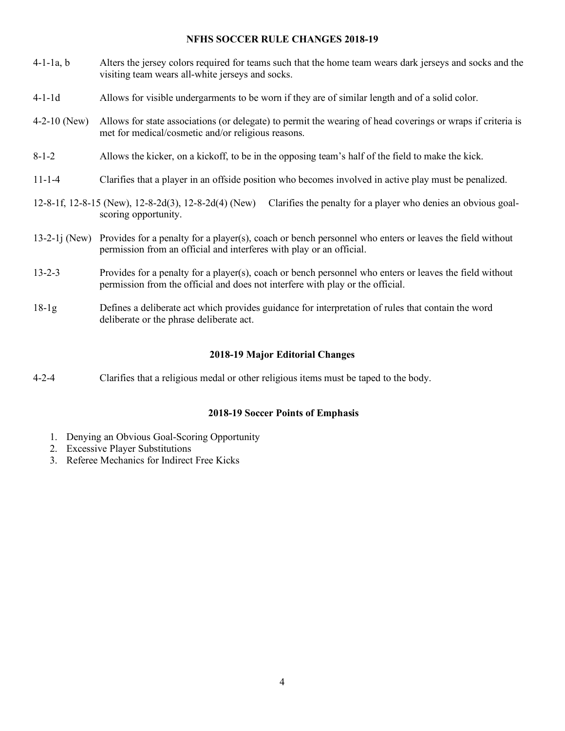## NFHS SOCCER RULE CHANGES 2018-19

**4-1-1a, b** Alters the jersey colors required for teams such that the home team wears dark jerseys and socks and the visiting team wears all-white jerseys and socks.

**4-1-1d** Allows for visible undergarments to be worn if they are of similar length and of a solid color.

**4-2-10 (New)** Allows for state associations (or delegate) to permit the wearing of head coverings or wraps if criteria is met for medical/cosmetic and/or religious reasons.

**8-1-2** Allows the kicker, on a kickoff, to be in the opposing team's half of the field to make the kick.

**11-1-4** Clarifies that a player in an offside position who becomes involved in active play must be penalized.

**12-8-1f, 12-8-15 (New), 12-8-2d(3), 12-8-2d(4) (New)** Clarifies the penalty for a player who denies an obvious goal-scoring opportunity.

**13-2-1j (New)** Provides for a penalty for a player(s), coach or bench personnel who enters or leaves the field without permission from an official and interferes with play or an official.

**13-2-3** Provides for a penalty for a player(s), coach or bench personnel who enters or leaves the field without permission from the official and does not interfere with play or the official.

**18-1g** Defines a deliberate act which provides guidance for interpretation of rules that contain the word deliberate or the phrase deliberate act.

## 2018-19 Major Editorial Changes

**4-2-4** Clarifies that a religious medal or other religious items must be taped to the body.

## 2018-19 Soccer Points of Emphasis

1. Denying an Obvious Goal-Scoring Opportunity
2. Excessive Player Substitutions
3. Referee Mechanics for Indirect Free Kicks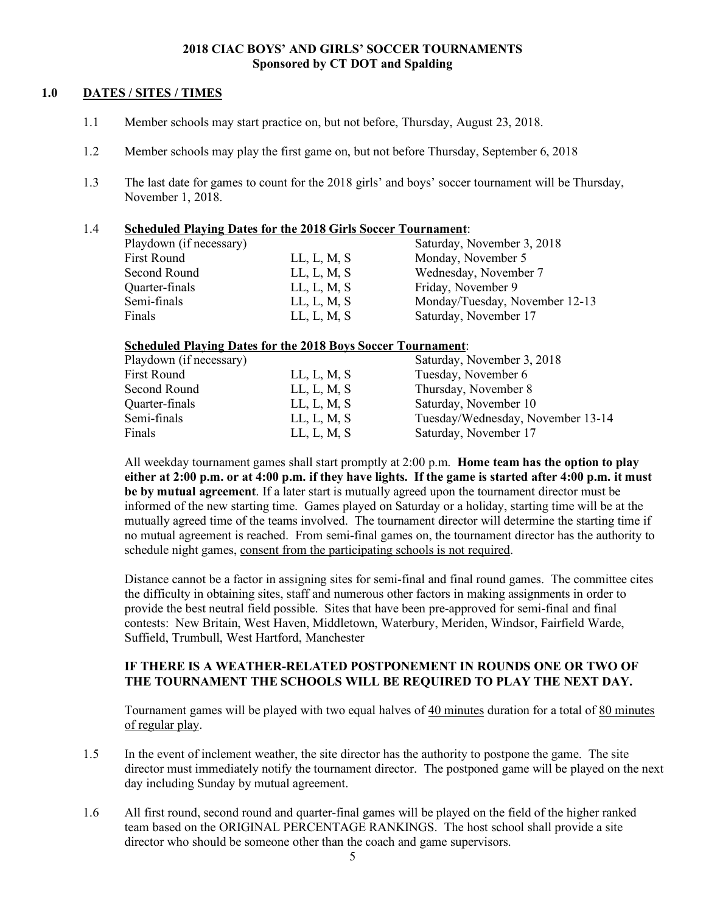**2018 CIAC BOYS' AND GIRLS' SOCCER TOURNAMENTS**
**Sponsored by CT DOT and Spalding**

## 1.0 DATES / SITES / TIMES

1.1 Member schools may start practice on, but not before, Thursday, August 23, 2018.

1.2 Member schools may play the first game on, but not before Thursday, September 6, 2018

1.3 The last date for games to count for the 2018 girls' and boys' soccer tournament will be Thursday, November 1, 2018.

1.4 **Scheduled Playing Dates for the 2018 Girls Soccer Tournament**:

| | | |
|---|---|---|
| Playdown (if necessary) | | Saturday, November 3, 2018 |
| First Round | LL, L, M, S | Monday, November 5 |
| Second Round | LL, L, M, S | Wednesday, November 7 |
| Quarter-finals | LL, L, M, S | Friday, November 9 |
| Semi-finals | LL, L, M, S | Monday/Tuesday, November 12-13 |
| Finals | LL, L, M, S | Saturday, November 17 |

**Scheduled Playing Dates for the 2018 Boys Soccer Tournament**:

| | | |
|---|---|---|
| Playdown (if necessary) | | Saturday, November 3, 2018 |
| First Round | LL, L, M, S | Tuesday, November 6 |
| Second Round | LL, L, M, S | Thursday, November 8 |
| Quarter-finals | LL, L, M, S | Saturday, November 10 |
| Semi-finals | LL, L, M, S | Tuesday/Wednesday, November 13-14 |
| Finals | LL, L, M, S | Saturday, November 17 |

All weekday tournament games shall start promptly at 2:00 p.m. **Home team has the option to play either at 2:00 p.m. or at 4:00 p.m. if they have lights. If the game is started after 4:00 p.m. it must be by mutual agreement**. If a later start is mutually agreed upon the tournament director must be informed of the new starting time. Games played on Saturday or a holiday, starting time will be at the mutually agreed time of the teams involved. The tournament director will determine the starting time if no mutual agreement is reached. From semi-final games on, the tournament director has the authority to schedule night games, consent from the participating schools is not required.

Distance cannot be a factor in assigning sites for semi-final and final round games. The committee cites the difficulty in obtaining sites, staff and numerous other factors in making assignments in order to provide the best neutral field possible. Sites that have been pre-approved for semi-final and final contests: New Britain, West Haven, Middletown, Waterbury, Meriden, Windsor, Fairfield Warde, Suffield, Trumbull, West Hartford, Manchester

**IF THERE IS A WEATHER-RELATED POSTPONEMENT IN ROUNDS ONE OR TWO OF THE TOURNAMENT THE SCHOOLS WILL BE REQUIRED TO PLAY THE NEXT DAY.**

Tournament games will be played with two equal halves of 40 minutes duration for a total of 80 minutes of regular play.

1.5 In the event of inclement weather, the site director has the authority to postpone the game. The site director must immediately notify the tournament director. The postponed game will be played on the next day including Sunday by mutual agreement.

1.6 All first round, second round and quarter-final games will be played on the field of the higher ranked team based on the ORIGINAL PERCENTAGE RANKINGS. The host school shall provide a site director who should be someone other than the coach and game supervisors.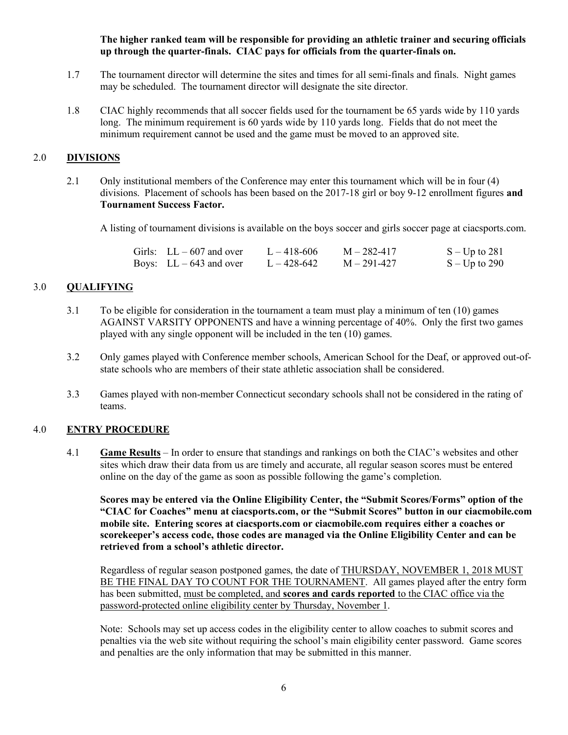**The higher ranked team will be responsible for providing an athletic trainer and securing officials up through the quarter-finals. CIAC pays for officials from the quarter-finals on.**

1.7 The tournament director will determine the sites and times for all semi-finals and finals. Night games may be scheduled. The tournament director will designate the site director.

1.8 CIAC highly recommends that all soccer fields used for the tournament be 65 yards wide by 110 yards long. The minimum requirement is 60 yards wide by 110 yards long. Fields that do not meet the minimum requirement cannot be used and the game must be moved to an approved site.

## 2.0 DIVISIONS

2.1 Only institutional members of the Conference may enter this tournament which will be in four (4) divisions. Placement of schools has been based on the 2017-18 girl or boy 9-12 enrollment figures **and Tournament Success Factor.**

A listing of tournament divisions is available on the boys soccer and girls soccer page at ciacsports.com.

| | | | | |
|---|---|---|---|---|
| Girls: | LL – 607 and over | L – 418-606 | M – 282-417 | S – Up to 281 |
| Boys: | LL – 643 and over | L – 428-642 | M – 291-427 | S – Up to 290 |

## 3.0 QUALIFYING

3.1 To be eligible for consideration in the tournament a team must play a minimum of ten (10) games AGAINST VARSITY OPPONENTS and have a winning percentage of 40%. Only the first two games played with any single opponent will be included in the ten (10) games.

3.2 Only games played with Conference member schools, American School for the Deaf, or approved out-of-state schools who are members of their state athletic association shall be considered.

3.3 Games played with non-member Connecticut secondary schools shall not be considered in the rating of teams.

## 4.0 ENTRY PROCEDURE

4.1 **Game Results** – In order to ensure that standings and rankings on both the CIAC's websites and other sites which draw their data from us are timely and accurate, all regular season scores must be entered online on the day of the game as soon as possible following the game's completion.

**Scores may be entered via the Online Eligibility Center, the "Submit Scores/Forms" option of the "CIAC for Coaches" menu at ciacsports.com, or the "Submit Scores" button in our ciacmobile.com mobile site. Entering scores at ciacsports.com or ciacmobile.com requires either a coaches or scorekeeper's access code, those codes are managed via the Online Eligibility Center and can be retrieved from a school's athletic director.**

Regardless of regular season postponed games, the date of THURSDAY, NOVEMBER 1, 2018 MUST BE THE FINAL DAY TO COUNT FOR THE TOURNAMENT. All games played after the entry form has been submitted, must be completed, and **scores and cards reported** to the CIAC office via the password-protected online eligibility center by Thursday, November 1.

Note: Schools may set up access codes in the eligibility center to allow coaches to submit scores and penalties via the web site without requiring the school's main eligibility center password. Game scores and penalties are the only information that may be submitted in this manner.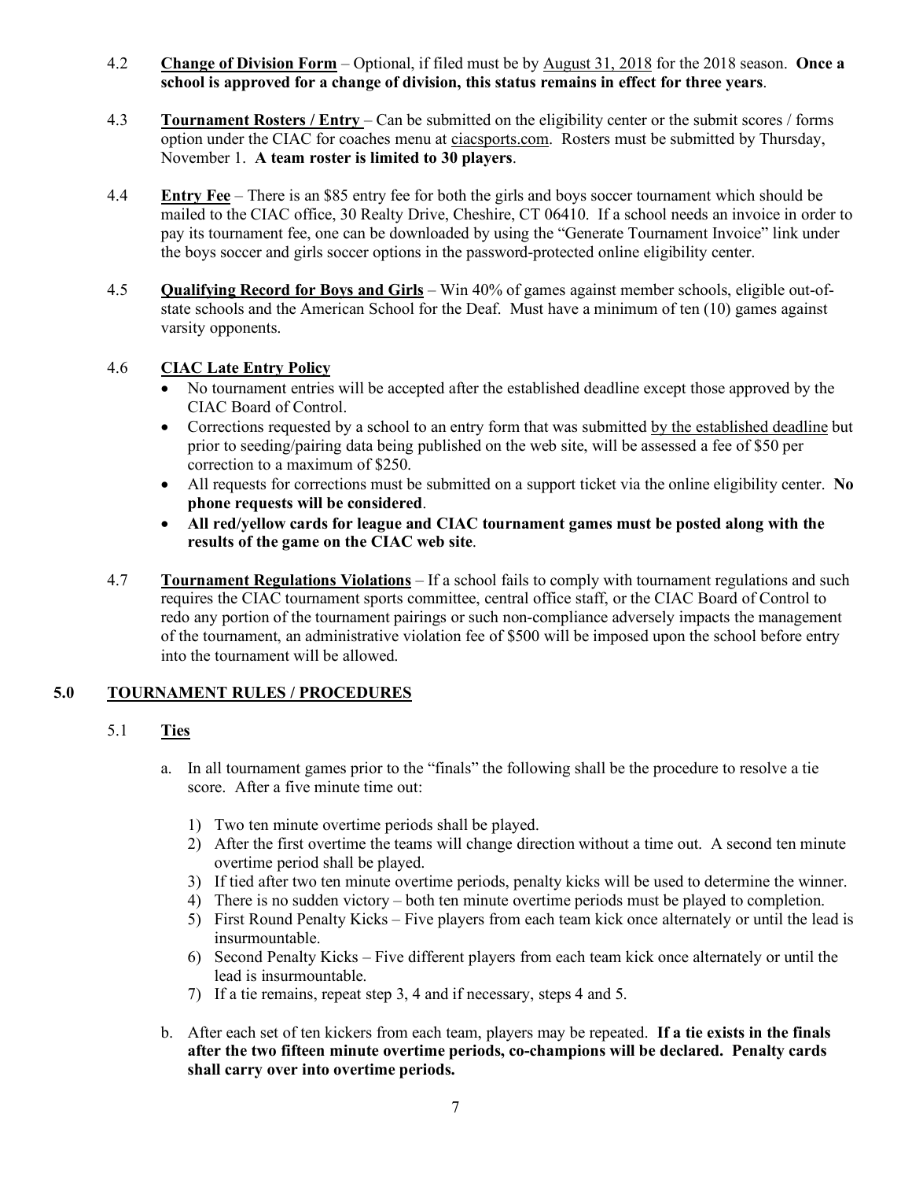4.2 **Change of Division Form** – Optional, if filed must be by August 31, 2018 for the 2018 season. **Once a school is approved for a change of division, this status remains in effect for three years**.

4.3 **Tournament Rosters / Entry** – Can be submitted on the eligibility center or the submit scores / forms option under the CIAC for coaches menu at ciacsports.com. Rosters must be submitted by Thursday, November 1. **A team roster is limited to 30 players**.

4.4 **Entry Fee** – There is an $85 entry fee for both the girls and boys soccer tournament which should be mailed to the CIAC office, 30 Realty Drive, Cheshire, CT 06410. If a school needs an invoice in order to pay its tournament fee, one can be downloaded by using the "Generate Tournament Invoice" link under the boys soccer and girls soccer options in the password-protected online eligibility center.

4.5 **Qualifying Record for Boys and Girls** – Win 40% of games against member schools, eligible out-of-state schools and the American School for the Deaf. Must have a minimum of ten (10) games against varsity opponents.

4.6 **CIAC Late Entry Policy**

- No tournament entries will be accepted after the established deadline except those approved by the CIAC Board of Control.
- Corrections requested by a school to an entry form that was submitted by the established deadline but prior to seeding/pairing data being published on the web site, will be assessed a fee of $50 per correction to a maximum of $250.
- All requests for corrections must be submitted on a support ticket via the online eligibility center. **No phone requests will be considered**.
- **All red/yellow cards for league and CIAC tournament games must be posted along with the results of the game on the CIAC web site**.

4.7 **Tournament Regulations Violations** – If a school fails to comply with tournament regulations and such requires the CIAC tournament sports committee, central office staff, or the CIAC Board of Control to redo any portion of the tournament pairings or such non-compliance adversely impacts the management of the tournament, an administrative violation fee of $500 will be imposed upon the school before entry into the tournament will be allowed.

## 5.0 TOURNAMENT RULES / PROCEDURES

### 5.1 Ties

a. In all tournament games prior to the "finals" the following shall be the procedure to resolve a tie score. After a five minute time out:

1) Two ten minute overtime periods shall be played.
2) After the first overtime the teams will change direction without a time out. A second ten minute overtime period shall be played.
3) If tied after two ten minute overtime periods, penalty kicks will be used to determine the winner.
4) There is no sudden victory – both ten minute overtime periods must be played to completion.
5) First Round Penalty Kicks – Five players from each team kick once alternately or until the lead is insurmountable.
6) Second Penalty Kicks – Five different players from each team kick once alternately or until the lead is insurmountable.
7) If a tie remains, repeat step 3, 4 and if necessary, steps 4 and 5.

b. After each set of ten kickers from each team, players may be repeated. **If a tie exists in the finals after the two fifteen minute overtime periods, co-champions will be declared. Penalty cards shall carry over into overtime periods.**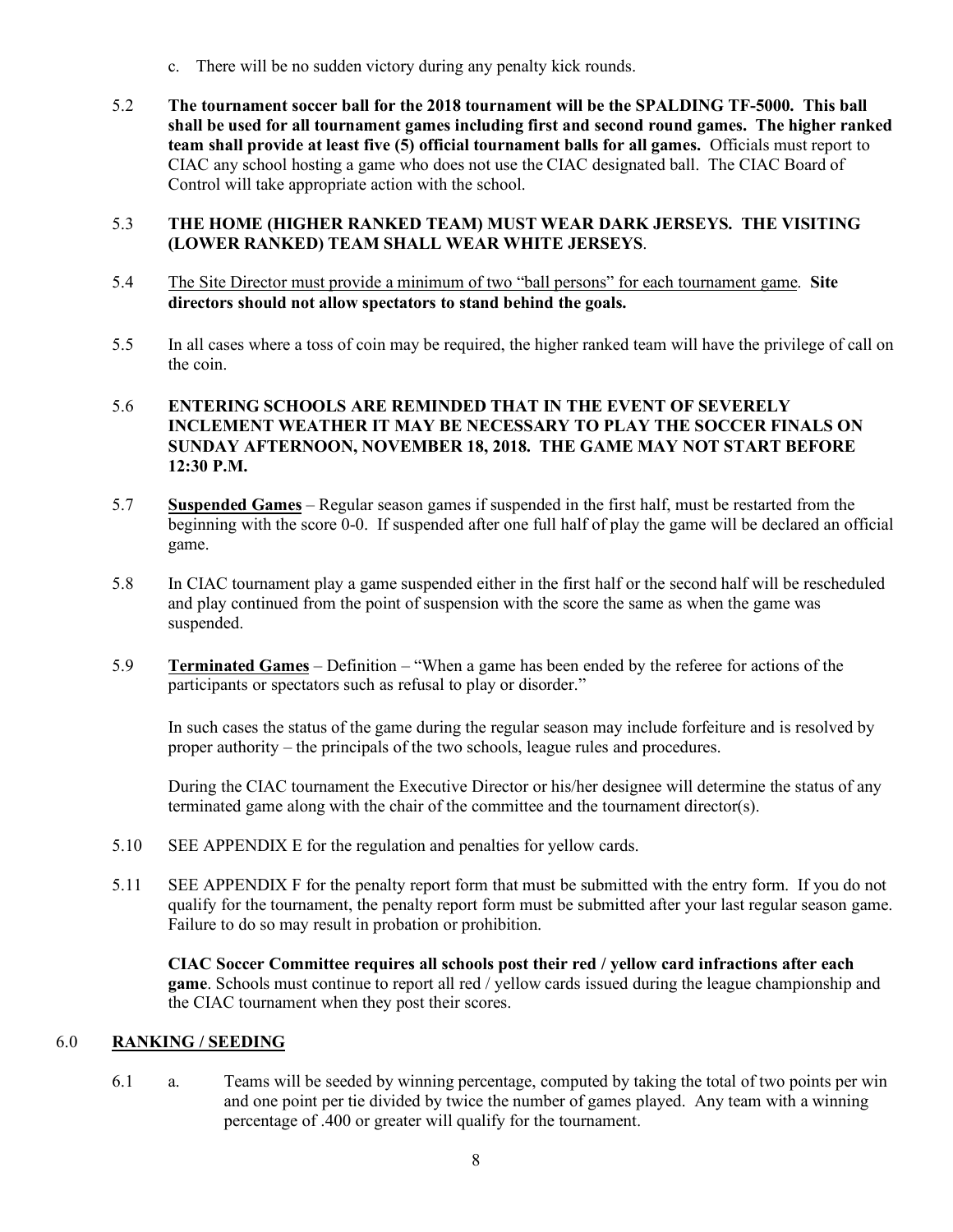c. There will be no sudden victory during any penalty kick rounds.

5.2 **The tournament soccer ball for the 2018 tournament will be the SPALDING TF-5000. This ball shall be used for all tournament games including first and second round games. The higher ranked team shall provide at least five (5) official tournament balls for all games.** Officials must report to CIAC any school hosting a game who does not use the CIAC designated ball. The CIAC Board of Control will take appropriate action with the school.

5.3 **THE HOME (HIGHER RANKED TEAM) MUST WEAR DARK JERSEYS. THE VISITING (LOWER RANKED) TEAM SHALL WEAR WHITE JERSEYS**.

5.4 <u>The Site Director must provide a minimum of two "ball persons" for each tournament game</u>. **Site directors should not allow spectators to stand behind the goals.**

5.5 In all cases where a toss of coin may be required, the higher ranked team will have the privilege of call on the coin.

5.6 **ENTERING SCHOOLS ARE REMINDED THAT IN THE EVENT OF SEVERELY INCLEMENT WEATHER IT MAY BE NECESSARY TO PLAY THE SOCCER FINALS ON SUNDAY AFTERNOON, NOVEMBER 18, 2018. THE GAME MAY NOT START BEFORE 12:30 P.M.**

5.7 **<u>Suspended Games</u>** – Regular season games if suspended in the first half, must be restarted from the beginning with the score 0-0. If suspended after one full half of play the game will be declared an official game.

5.8 In CIAC tournament play a game suspended either in the first half or the second half will be rescheduled and play continued from the point of suspension with the score the same as when the game was suspended.

5.9 **<u>Terminated Games</u>** – Definition – "When a game has been ended by the referee for actions of the participants or spectators such as refusal to play or disorder."

In such cases the status of the game during the regular season may include forfeiture and is resolved by proper authority – the principals of the two schools, league rules and procedures.

During the CIAC tournament the Executive Director or his/her designee will determine the status of any terminated game along with the chair of the committee and the tournament director(s).

5.10 SEE APPENDIX E for the regulation and penalties for yellow cards.

5.11 SEE APPENDIX F for the penalty report form that must be submitted with the entry form. If you do not qualify for the tournament, the penalty report form must be submitted after your last regular season game. Failure to do so may result in probation or prohibition.

**CIAC Soccer Committee requires all schools post their red / yellow card infractions after each game**. Schools must continue to report all red / yellow cards issued during the league championship and the CIAC tournament when they post their scores.

## 6.0 <u>RANKING / SEEDING</u>

6.1 a. Teams will be seeded by winning percentage, computed by taking the total of two points per win and one point per tie divided by twice the number of games played. Any team with a winning percentage of .400 or greater will qualify for the tournament.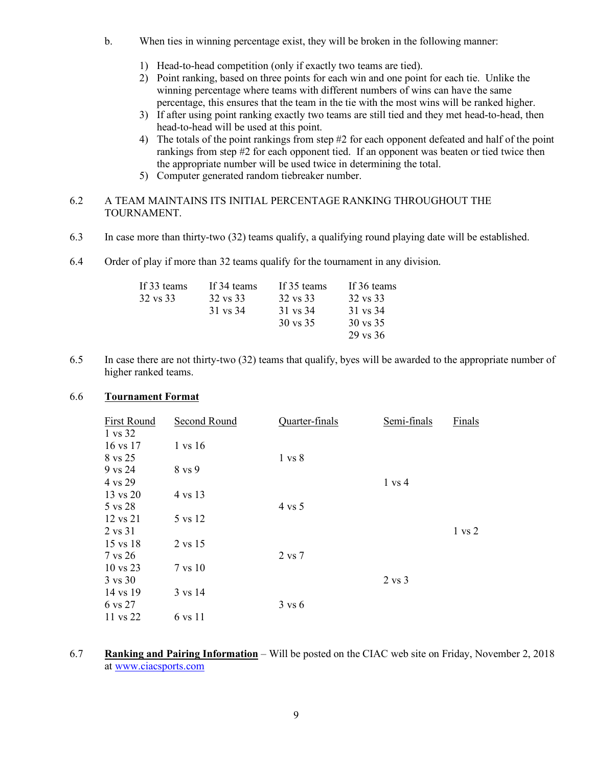b. When ties in winning percentage exist, they will be broken in the following manner:

1) Head-to-head competition (only if exactly two teams are tied).
2) Point ranking, based on three points for each win and one point for each tie. Unlike the winning percentage where teams with different numbers of wins can have the same percentage, this ensures that the team in the tie with the most wins will be ranked higher.
3) If after using point ranking exactly two teams are still tied and they met head-to-head, then head-to-head will be used at this point.
4) The totals of the point rankings from step #2 for each opponent defeated and half of the point rankings from step #2 for each opponent tied. If an opponent was beaten or tied twice then the appropriate number will be used twice in determining the total.
5) Computer generated random tiebreaker number.

6.2 A TEAM MAINTAINS ITS INITIAL PERCENTAGE RANKING THROUGHOUT THE TOURNAMENT.

6.3 In case more than thirty-two (32) teams qualify, a qualifying round playing date will be established.

6.4 Order of play if more than 32 teams qualify for the tournament in any division.

| If 33 teams | If 34 teams | If 35 teams | If 36 teams |
|---|---|---|---|
| 32 vs 33 | 32 vs 33 | 32 vs 33 | 32 vs 33 |
| | 31 vs 34 | 31 vs 34 | 31 vs 34 |
| | | 30 vs 35 | 30 vs 35 |
| | | | 29 vs 36 |

6.5 In case there are not thirty-two (32) teams that qualify, byes will be awarded to the appropriate number of higher ranked teams.

6.6 **Tournament Format**

| First Round | Second Round | Quarter-finals | Semi-finals | Finals |
|---|---|---|---|---|
| 1 vs 32 | | | | |
| 16 vs 17 | 1 vs 16 | | | |
| 8 vs 25 | | 1 vs 8 | | |
| 9 vs 24 | 8 vs 9 | | | |
| 4 vs 29 | | | 1 vs 4 | |
| 13 vs 20 | 4 vs 13 | | | |
| 5 vs 28 | | 4 vs 5 | | |
| 12 vs 21 | 5 vs 12 | | | |
| 2 vs 31 | | | | 1 vs 2 |
| 15 vs 18 | 2 vs 15 | | | |
| 7 vs 26 | | 2 vs 7 | | |
| 10 vs 23 | 7 vs 10 | | | |
| 3 vs 30 | | | 2 vs 3 | |
| 14 vs 19 | 3 vs 14 | | | |
| 6 vs 27 | | 3 vs 6 | | |
| 11 vs 22 | 6 vs 11 | | | |

6.7 **Ranking and Pairing Information** – Will be posted on the CIAC web site on Friday, November 2, 2018 at [www.ciacsports.com](www.ciacsports.com)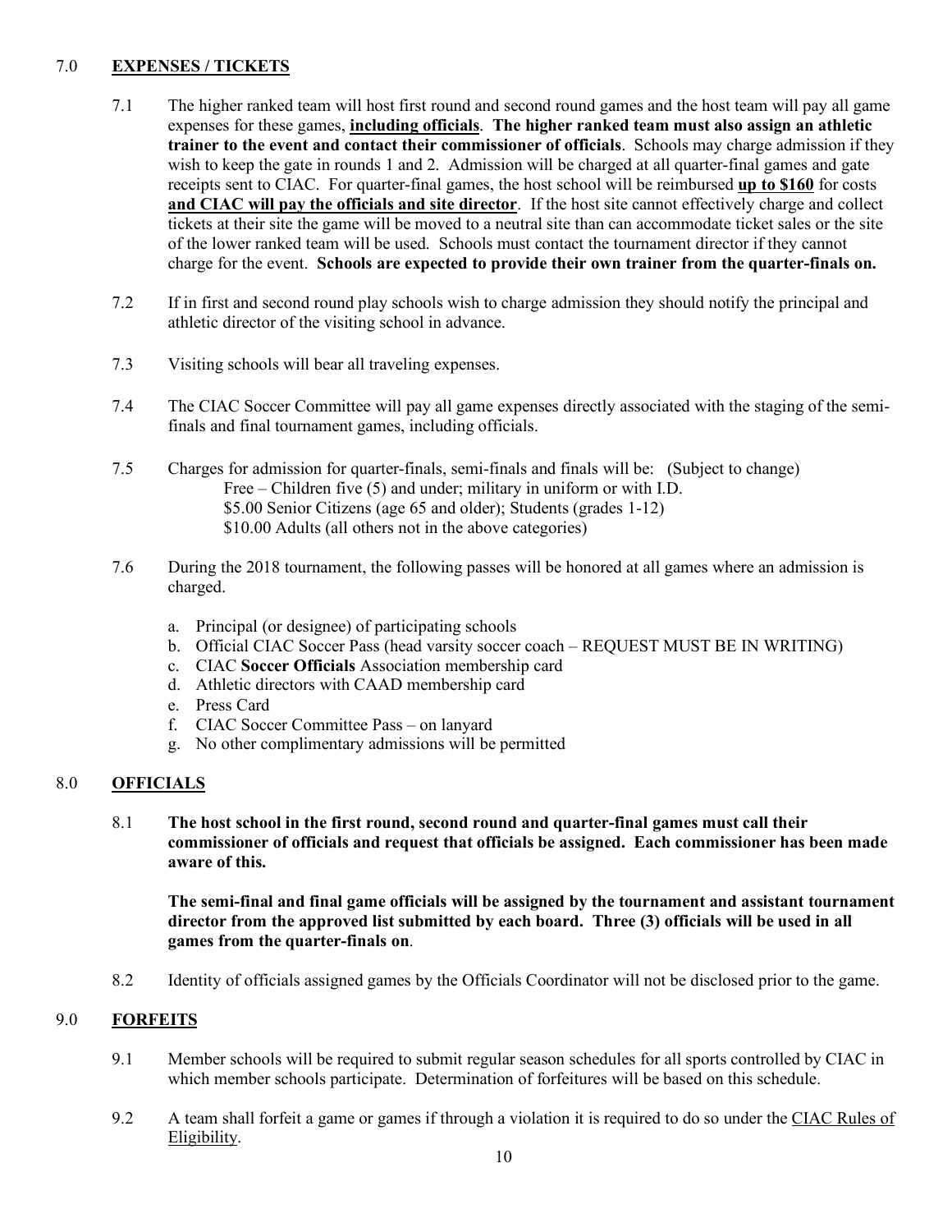## 7.0 **EXPENSES / TICKETS**

7.1 The higher ranked team will host first round and second round games and the host team will pay all game expenses for these games, **including officials**. **The higher ranked team must also assign an athletic trainer to the event and contact their commissioner of officials**. Schools may charge admission if they wish to keep the gate in rounds 1 and 2. Admission will be charged at all quarter-final games and gate receipts sent to CIAC. For quarter-final games, the host school will be reimbursed **up to $160** for costs **and CIAC will pay the officials and site director**. If the host site cannot effectively charge and collect tickets at their site the game will be moved to a neutral site than can accommodate ticket sales or the site of the lower ranked team will be used. Schools must contact the tournament director if they cannot charge for the event. **Schools are expected to provide their own trainer from the quarter-finals on.**

7.2 If in first and second round play schools wish to charge admission they should notify the principal and athletic director of the visiting school in advance.

7.3 Visiting schools will bear all traveling expenses.

7.4 The CIAC Soccer Committee will pay all game expenses directly associated with the staging of the semi-finals and final tournament games, including officials.

7.5 Charges for admission for quarter-finals, semi-finals and finals will be: (Subject to change)
Free – Children five (5) and under; military in uniform or with I.D.
$5.00 Senior Citizens (age 65 and older); Students (grades 1-12)
$10.00 Adults (all others not in the above categories)

7.6 During the 2018 tournament, the following passes will be honored at all games where an admission is charged.

a. Principal (or designee) of participating schools
b. Official CIAC Soccer Pass (head varsity soccer coach – REQUEST MUST BE IN WRITING)
c. CIAC **Soccer Officials** Association membership card
d. Athletic directors with CAAD membership card
e. Press Card
f. CIAC Soccer Committee Pass – on lanyard
g. No other complimentary admissions will be permitted

## 8.0 **OFFICIALS**

8.1 **The host school in the first round, second round and quarter-final games must call their commissioner of officials and request that officials be assigned. Each commissioner has been made aware of this.**

**The semi-final and final game officials will be assigned by the tournament and assistant tournament director from the approved list submitted by each board. Three (3) officials will be used in all games from the quarter-finals on**.

8.2 Identity of officials assigned games by the Officials Coordinator will not be disclosed prior to the game.

## 9.0 **FORFEITS**

9.1 Member schools will be required to submit regular season schedules for all sports controlled by CIAC in which member schools participate. Determination of forfeitures will be based on this schedule.

9.2 A team shall forfeit a game or games if through a violation it is required to do so under the CIAC Rules of Eligibility.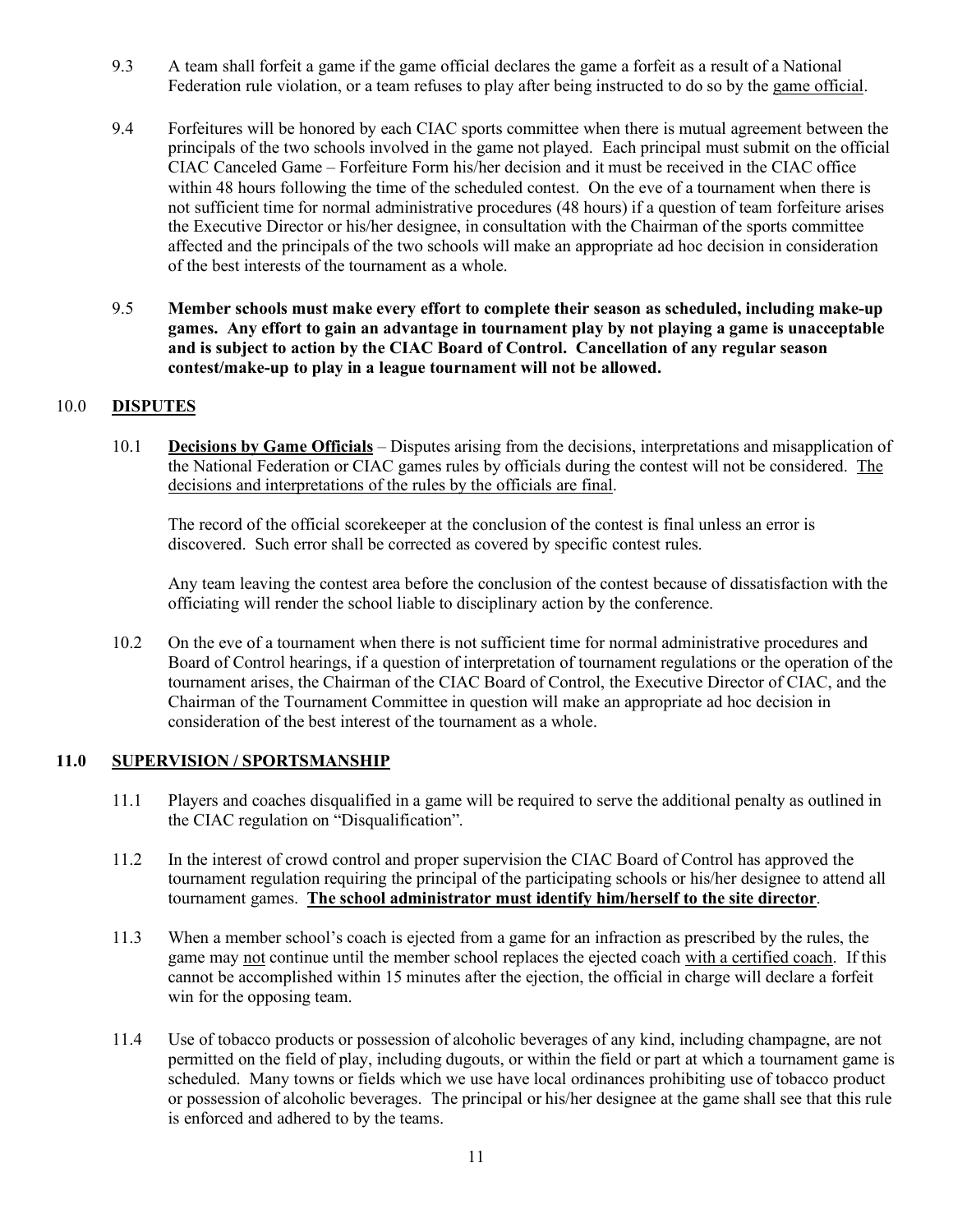9.3 A team shall forfeit a game if the game official declares the game a forfeit as a result of a National Federation rule violation, or a team refuses to play after being instructed to do so by the game official.

9.4 Forfeitures will be honored by each CIAC sports committee when there is mutual agreement between the principals of the two schools involved in the game not played. Each principal must submit on the official CIAC Canceled Game – Forfeiture Form his/her decision and it must be received in the CIAC office within 48 hours following the time of the scheduled contest. On the eve of a tournament when there is not sufficient time for normal administrative procedures (48 hours) if a question of team forfeiture arises the Executive Director or his/her designee, in consultation with the Chairman of the sports committee affected and the principals of the two schools will make an appropriate ad hoc decision in consideration of the best interests of the tournament as a whole.

9.5 **Member schools must make every effort to complete their season as scheduled, including make-up games. Any effort to gain an advantage in tournament play by not playing a game is unacceptable and is subject to action by the CIAC Board of Control. Cancellation of any regular season contest/make-up to play in a league tournament will not be allowed.**

## 10.0 DISPUTES

10.1 **Decisions by Game Officials** – Disputes arising from the decisions, interpretations and misapplication of the National Federation or CIAC games rules by officials during the contest will not be considered. The decisions and interpretations of the rules by the officials are final.

The record of the official scorekeeper at the conclusion of the contest is final unless an error is discovered. Such error shall be corrected as covered by specific contest rules.

Any team leaving the contest area before the conclusion of the contest because of dissatisfaction with the officiating will render the school liable to disciplinary action by the conference.

10.2 On the eve of a tournament when there is not sufficient time for normal administrative procedures and Board of Control hearings, if a question of interpretation of tournament regulations or the operation of the tournament arises, the Chairman of the CIAC Board of Control, the Executive Director of CIAC, and the Chairman of the Tournament Committee in question will make an appropriate ad hoc decision in consideration of the best interest of the tournament as a whole.

## 11.0 SUPERVISION / SPORTSMANSHIP

11.1 Players and coaches disqualified in a game will be required to serve the additional penalty as outlined in the CIAC regulation on "Disqualification".

11.2 In the interest of crowd control and proper supervision the CIAC Board of Control has approved the tournament regulation requiring the principal of the participating schools or his/her designee to attend all tournament games. **The school administrator must identify him/herself to the site director**.

11.3 When a member school's coach is ejected from a game for an infraction as prescribed by the rules, the game may not continue until the member school replaces the ejected coach with a certified coach. If this cannot be accomplished within 15 minutes after the ejection, the official in charge will declare a forfeit win for the opposing team.

11.4 Use of tobacco products or possession of alcoholic beverages of any kind, including champagne, are not permitted on the field of play, including dugouts, or within the field or part at which a tournament game is scheduled. Many towns or fields which we use have local ordinances prohibiting use of tobacco product or possession of alcoholic beverages. The principal or his/her designee at the game shall see that this rule is enforced and adhered to by the teams.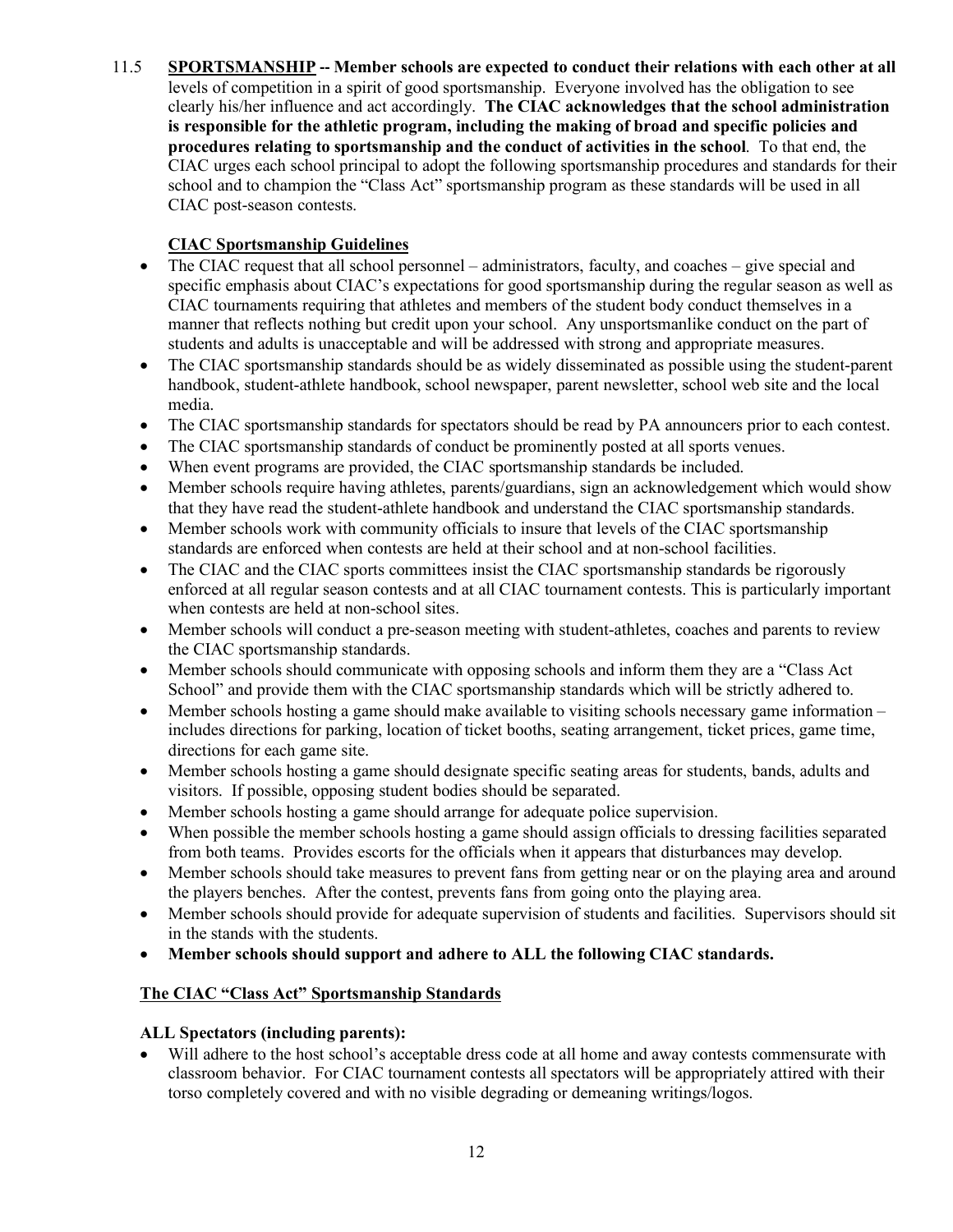11.5 **<u>SPORTSMANSHIP</u> -- Member schools are expected to conduct their relations with each other at all** levels of competition in a spirit of good sportsmanship. Everyone involved has the obligation to see clearly his/her influence and act accordingly. **The CIAC acknowledges that the school administration is responsible for the athletic program, including the making of broad and specific policies and procedures relating to sportsmanship and the conduct of activities in the school**. To that end, the CIAC urges each school principal to adopt the following sportsmanship procedures and standards for their school and to champion the "Class Act" sportsmanship program as these standards will be used in all CIAC post-season contests.

**<u>CIAC Sportsmanship Guidelines</u>**

- The CIAC request that all school personnel – administrators, faculty, and coaches – give special and specific emphasis about CIAC's expectations for good sportsmanship during the regular season as well as CIAC tournaments requiring that athletes and members of the student body conduct themselves in a manner that reflects nothing but credit upon your school. Any unsportsmanlike conduct on the part of students and adults is unacceptable and will be addressed with strong and appropriate measures.
- The CIAC sportsmanship standards should be as widely disseminated as possible using the student-parent handbook, student-athlete handbook, school newspaper, parent newsletter, school web site and the local media.
- The CIAC sportsmanship standards for spectators should be read by PA announcers prior to each contest.
- The CIAC sportsmanship standards of conduct be prominently posted at all sports venues.
- When event programs are provided, the CIAC sportsmanship standards be included.
- Member schools require having athletes, parents/guardians, sign an acknowledgement which would show that they have read the student-athlete handbook and understand the CIAC sportsmanship standards.
- Member schools work with community officials to insure that levels of the CIAC sportsmanship standards are enforced when contests are held at their school and at non-school facilities.
- The CIAC and the CIAC sports committees insist the CIAC sportsmanship standards be rigorously enforced at all regular season contests and at all CIAC tournament contests. This is particularly important when contests are held at non-school sites.
- Member schools will conduct a pre-season meeting with student-athletes, coaches and parents to review the CIAC sportsmanship standards.
- Member schools should communicate with opposing schools and inform them they are a "Class Act School" and provide them with the CIAC sportsmanship standards which will be strictly adhered to.
- Member schools hosting a game should make available to visiting schools necessary game information – includes directions for parking, location of ticket booths, seating arrangement, ticket prices, game time, directions for each game site.
- Member schools hosting a game should designate specific seating areas for students, bands, adults and visitors. If possible, opposing student bodies should be separated.
- Member schools hosting a game should arrange for adequate police supervision.
- When possible the member schools hosting a game should assign officials to dressing facilities separated from both teams. Provides escorts for the officials when it appears that disturbances may develop.
- Member schools should take measures to prevent fans from getting near or on the playing area and around the players benches. After the contest, prevents fans from going onto the playing area.
- Member schools should provide for adequate supervision of students and facilities. Supervisors should sit in the stands with the students.
- **Member schools should support and adhere to ALL the following CIAC standards.**

**<u>The CIAC "Class Act" Sportsmanship Standards</u>**

**ALL Spectators (including parents):**

- Will adhere to the host school's acceptable dress code at all home and away contests commensurate with classroom behavior. For CIAC tournament contests all spectators will be appropriately attired with their torso completely covered and with no visible degrading or demeaning writings/logos.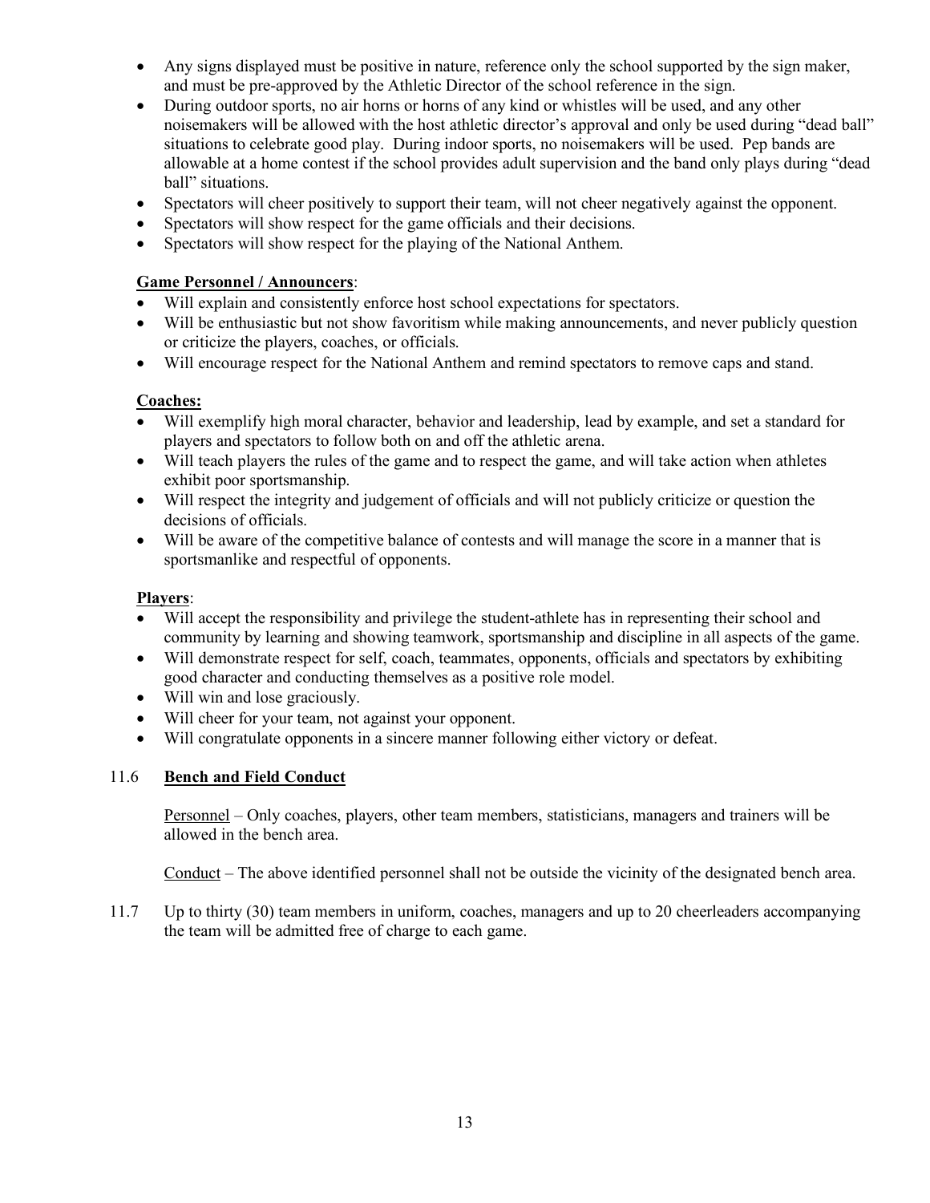- Any signs displayed must be positive in nature, reference only the school supported by the sign maker, and must be pre-approved by the Athletic Director of the school reference in the sign.
- During outdoor sports, no air horns or horns of any kind or whistles will be used, and any other noisemakers will be allowed with the host athletic director's approval and only be used during "dead ball" situations to celebrate good play. During indoor sports, no noisemakers will be used. Pep bands are allowable at a home contest if the school provides adult supervision and the band only plays during "dead ball" situations.
- Spectators will cheer positively to support their team, will not cheer negatively against the opponent.
- Spectators will show respect for the game officials and their decisions.
- Spectators will show respect for the playing of the National Anthem.

**Game Personnel / Announcers**:

- Will explain and consistently enforce host school expectations for spectators.
- Will be enthusiastic but not show favoritism while making announcements, and never publicly question or criticize the players, coaches, or officials.
- Will encourage respect for the National Anthem and remind spectators to remove caps and stand.

**Coaches:**

- Will exemplify high moral character, behavior and leadership, lead by example, and set a standard for players and spectators to follow both on and off the athletic arena.
- Will teach players the rules of the game and to respect the game, and will take action when athletes exhibit poor sportsmanship.
- Will respect the integrity and judgement of officials and will not publicly criticize or question the decisions of officials.
- Will be aware of the competitive balance of contests and will manage the score in a manner that is sportsmanlike and respectful of opponents.

**Players**:

- Will accept the responsibility and privilege the student-athlete has in representing their school and community by learning and showing teamwork, sportsmanship and discipline in all aspects of the game.
- Will demonstrate respect for self, coach, teammates, opponents, officials and spectators by exhibiting good character and conducting themselves as a positive role model.
- Will win and lose graciously.
- Will cheer for your team, not against your opponent.
- Will congratulate opponents in a sincere manner following either victory or defeat.

11.6 **Bench and Field Conduct**

Personnel – Only coaches, players, other team members, statisticians, managers and trainers will be allowed in the bench area.

Conduct – The above identified personnel shall not be outside the vicinity of the designated bench area.

11.7 Up to thirty (30) team members in uniform, coaches, managers and up to 20 cheerleaders accompanying the team will be admitted free of charge to each game.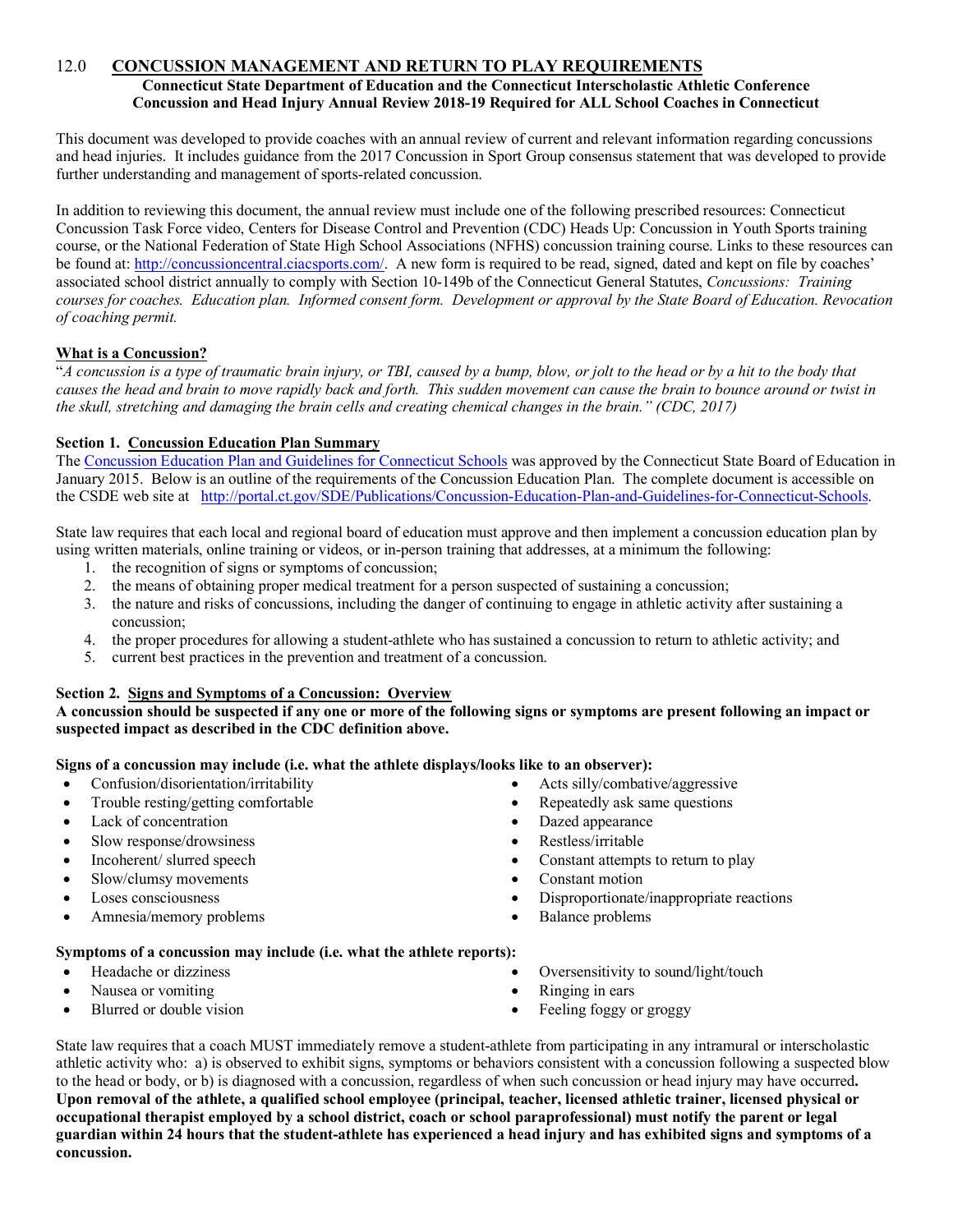## 12.0 CONCUSSION MANAGEMENT AND RETURN TO PLAY REQUIREMENTS

**Connecticut State Department of Education and the Connecticut Interscholastic Athletic Conference**
**Concussion and Head Injury Annual Review 2018-19 Required for ALL School Coaches in Connecticut**

This document was developed to provide coaches with an annual review of current and relevant information regarding concussions and head injuries. It includes guidance from the 2017 Concussion in Sport Group consensus statement that was developed to provide further understanding and management of sports-related concussion.

In addition to reviewing this document, the annual review must include one of the following prescribed resources: Connecticut Concussion Task Force video, Centers for Disease Control and Prevention (CDC) Heads Up: Concussion in Youth Sports training course, or the National Federation of State High School Associations (NFHS) concussion training course. Links to these resources can be found at: http://concussioncentral.ciacsports.com/. A new form is required to be read, signed, dated and kept on file by coaches' associated school district annually to comply with Section 10-149b of the Connecticut General Statutes, *Concussions: Training courses for coaches. Education plan. Informed consent form. Development or approval by the State Board of Education. Revocation of coaching permit.*

### What is a Concussion?

"*A concussion is a type of traumatic brain injury, or TBI, caused by a bump, blow, or jolt to the head or by a hit to the body that causes the head and brain to move rapidly back and forth. This sudden movement can cause the brain to bounce around or twist in the skull, stretching and damaging the brain cells and creating chemical changes in the brain." (CDC, 2017)*

### Section 1. Concussion Education Plan Summary

The Concussion Education Plan and Guidelines for Connecticut Schools was approved by the Connecticut State Board of Education in January 2015. Below is an outline of the requirements of the Concussion Education Plan. The complete document is accessible on the CSDE web site at http://portal.ct.gov/SDE/Publications/Concussion-Education-Plan-and-Guidelines-for-Connecticut-Schools.

State law requires that each local and regional board of education must approve and then implement a concussion education plan by using written materials, online training or videos, or in-person training that addresses, at a minimum the following:

1. the recognition of signs or symptoms of concussion;
2. the means of obtaining proper medical treatment for a person suspected of sustaining a concussion;
3. the nature and risks of concussions, including the danger of continuing to engage in athletic activity after sustaining a concussion;
4. the proper procedures for allowing a student-athlete who has sustained a concussion to return to athletic activity; and
5. current best practices in the prevention and treatment of a concussion.

### Section 2. Signs and Symptoms of a Concussion: Overview

**A concussion should be suspected if any one or more of the following signs or symptoms are present following an impact or suspected impact as described in the CDC definition above.**

**Signs of a concussion may include (i.e. what the athlete displays/looks like to an observer):**

- Confusion/disorientation/irritability
- Trouble resting/getting comfortable
- Lack of concentration
- Slow response/drowsiness
- Incoherent/ slurred speech
- Slow/clumsy movements
- Loses consciousness
- Amnesia/memory problems
- Acts silly/combative/aggressive
- Repeatedly ask same questions
- Dazed appearance
- Restless/irritable
- Constant attempts to return to play
- Constant motion
- Disproportionate/inappropriate reactions
- Balance problems

**Symptoms of a concussion may include (i.e. what the athlete reports):**

- Headache or dizziness
- Nausea or vomiting
- Blurred or double vision
- Oversensitivity to sound/light/touch
- Ringing in ears
- Feeling foggy or groggy

State law requires that a coach MUST immediately remove a student-athlete from participating in any intramural or interscholastic athletic activity who: a) is observed to exhibit signs, symptoms or behaviors consistent with a concussion following a suspected blow to the head or body, or b) is diagnosed with a concussion, regardless of when such concussion or head injury may have occurred**. Upon removal of the athlete, a qualified school employee (principal, teacher, licensed athletic trainer, licensed physical or occupational therapist employed by a school district, coach or school paraprofessional) must notify the parent or legal guardian within 24 hours that the student-athlete has experienced a head injury and has exhibited signs and symptoms of a concussion.**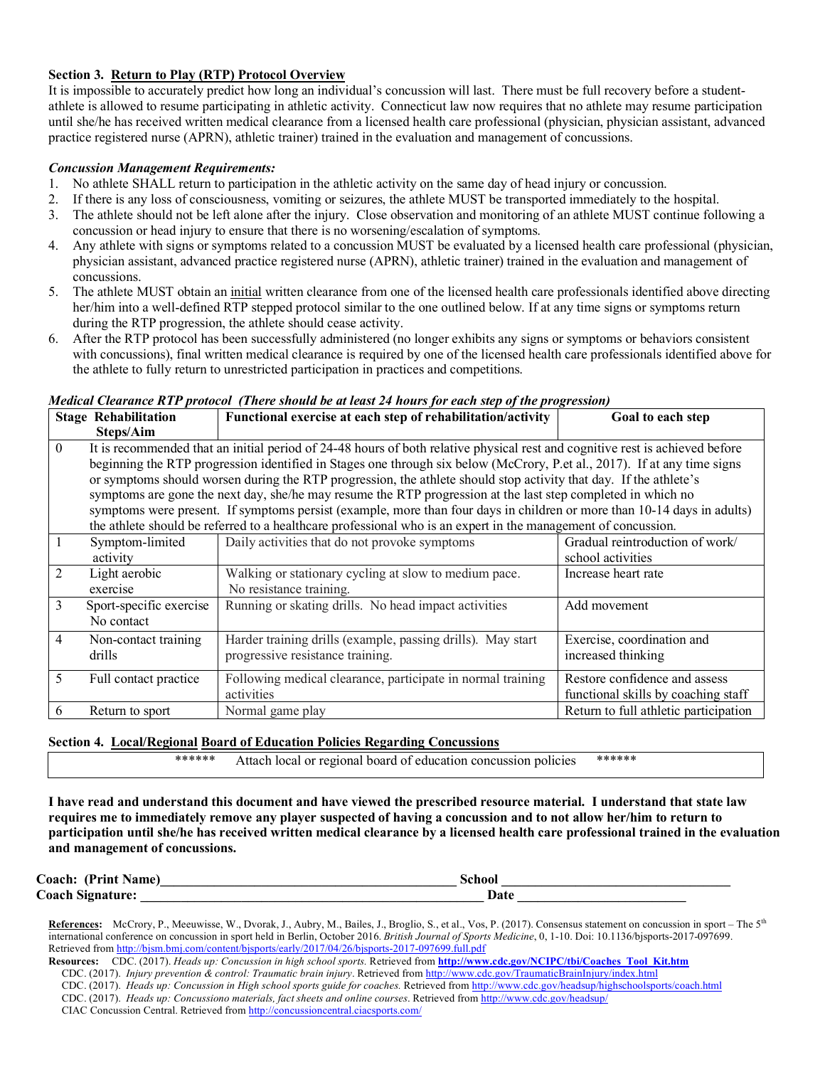**Section 3. Return to Play (RTP) Protocol Overview**

It is impossible to accurately predict how long an individual's concussion will last. There must be full recovery before a student-athlete is allowed to resume participating in athletic activity. Connecticut law now requires that no athlete may resume participation until she/he has received written medical clearance from a licensed health care professional (physician, physician assistant, advanced practice registered nurse (APRN), athletic trainer) trained in the evaluation and management of concussions.

***Concussion Management Requirements:***

1. No athlete SHALL return to participation in the athletic activity on the same day of head injury or concussion.
2. If there is any loss of consciousness, vomiting or seizures, the athlete MUST be transported immediately to the hospital.
3. The athlete should not be left alone after the injury. Close observation and monitoring of an athlete MUST continue following a concussion or head injury to ensure that there is no worsening/escalation of symptoms.
4. Any athlete with signs or symptoms related to a concussion MUST be evaluated by a licensed health care professional (physician, physician assistant, advanced practice registered nurse (APRN), athletic trainer) trained in the evaluation and management of concussions.
5. The athlete MUST obtain an initial written clearance from one of the licensed health care professionals identified above directing her/him into a well-defined RTP stepped protocol similar to the one outlined below. If at any time signs or symptoms return during the RTP progression, the athlete should cease activity.
6. After the RTP protocol has been successfully administered (no longer exhibits any signs or symptoms or behaviors consistent with concussions), final written medical clearance is required by one of the licensed health care professionals identified above for the athlete to fully return to unrestricted participation in practices and competitions.

***Medical Clearance RTP protocol (There should be at least 24 hours for each step of the progression)***

| Stage | Rehabilitation Steps/Aim | Functional exercise at each step of rehabilitation/activity | Goal to each step |
|---|---|---|---|
| 0 | It is recommended that an initial period of 24-48 hours of both relative physical rest and cognitive rest is achieved before beginning the RTP progression identified in Stages one through six below (McCrory, P.et al., 2017). If at any time signs or symptoms should worsen during the RTP progression, the athlete should stop activity that day. If the athlete's symptoms are gone the next day, she/he may resume the RTP progression at the last step completed in which no symptoms were present. If symptoms persist (example, more than four days in children or more than 10-14 days in adults) the athlete should be referred to a healthcare professional who is an expert in the management of concussion. | | |
| 1 | Symptom-limited activity | Daily activities that do not provoke symptoms | Gradual reintroduction of work/ school activities |
| 2 | Light aerobic exercise | Walking or stationary cycling at slow to medium pace. No resistance training. | Increase heart rate |
| 3 | Sport-specific exercise No contact | Running or skating drills. No head impact activities | Add movement |
| 4 | Non-contact training drills | Harder training drills (example, passing drills). May start progressive resistance training. | Exercise, coordination and increased thinking |
| 5 | Full contact practice | Following medical clearance, participate in normal training activities | Restore confidence and assess functional skills by coaching staff |
| 6 | Return to sport | Normal game play | Return to full athletic participation |

**Section 4. Local/Regional Board of Education Policies Regarding Concussions**

****** Attach local or regional board of education concussion policies ******

**I have read and understand this document and have viewed the prescribed resource material. I understand that state law requires me to immediately remove any player suspected of having a concussion and to not allow her/him to return to participation until she/he has received written medical clearance by a licensed health care professional trained in the evaluation and management of concussions.**

**Coach: (Print Name)**\_\_\_\_\_\_\_\_\_\_\_\_\_\_\_\_\_\_\_\_\_\_\_\_\_\_\_\_\_\_ **School** \_\_\_\_\_\_\_\_\_\_\_\_\_\_\_\_\_\_\_\_\_\_\_\_

**Coach Signature:** \_\_\_\_\_\_\_\_\_\_\_\_\_\_\_\_\_\_\_\_\_\_\_\_\_\_\_\_\_\_ **Date** \_\_\_\_\_\_\_\_\_\_\_\_\_\_\_\_\_\_\_\_\_\_\_\_

**References:** McCrory, P., Meeuwisse, W., Dvorak, J., Aubry, M., Bailes, J., Broglio, S., et al., Vos, P. (2017). Consensus statement on concussion in sport – The 5th international conference on concussion in sport held in Berlin, October 2016. *British Journal of Sports Medicine*, 0, 1-10. Doi: 10.1136/bjsports-2017-097699. Retrieved from http://bjsm.bmj.com/content/bjsports/early/2017/04/26/bjsports-2017-097699.full.pdf

**Resources:** CDC. (2017). *Heads up: Concussion in high school sports.* Retrieved from **http://www.cdc.gov/NCIPC/tbi/Coaches_Tool_Kit.htm**

CDC. (2017). *Injury prevention & control: Traumatic brain injury*. Retrieved from http://www.cdc.gov/TraumaticBrainInjury/index.html

CDC. (2017). *Heads up: Concussion in High school sports guide for coaches.* Retrieved from http://www.cdc.gov/headsup/highschoolsports/coach.html

CDC. (2017). *Heads up: Concussiono materials, fact sheets and online courses*. Retrieved from http://www.cdc.gov/headsup/

CIAC Concussion Central. Retrieved from http://concussioncentral.ciacsports.com/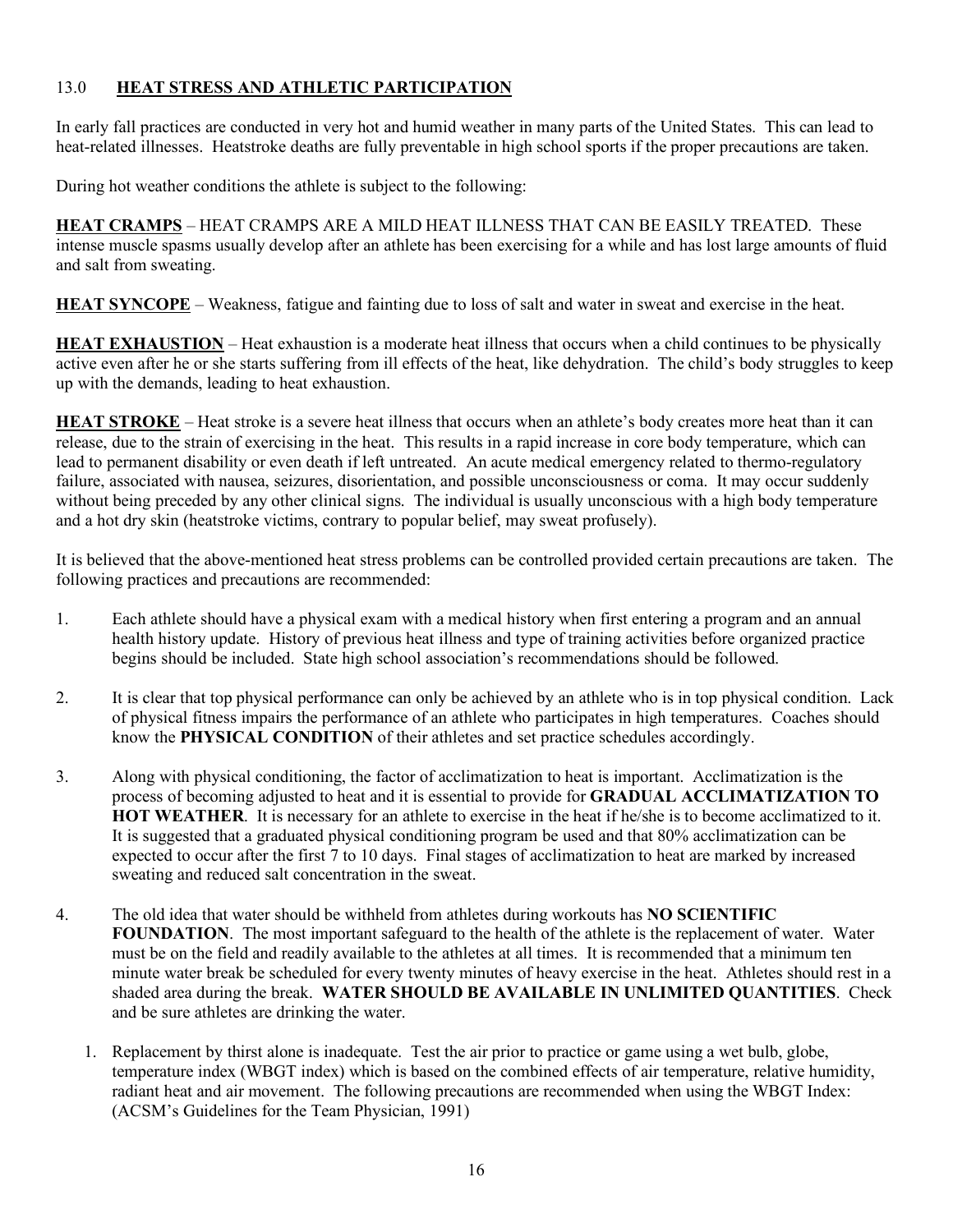## 13.0 **HEAT STRESS AND ATHLETIC PARTICIPATION**

In early fall practices are conducted in very hot and humid weather in many parts of the United States. This can lead to heat-related illnesses. Heatstroke deaths are fully preventable in high school sports if the proper precautions are taken.

During hot weather conditions the athlete is subject to the following:

**HEAT CRAMPS** – HEAT CRAMPS ARE A MILD HEAT ILLNESS THAT CAN BE EASILY TREATED. These intense muscle spasms usually develop after an athlete has been exercising for a while and has lost large amounts of fluid and salt from sweating.

**HEAT SYNCOPE** – Weakness, fatigue and fainting due to loss of salt and water in sweat and exercise in the heat.

**HEAT EXHAUSTION** – Heat exhaustion is a moderate heat illness that occurs when a child continues to be physically active even after he or she starts suffering from ill effects of the heat, like dehydration. The child's body struggles to keep up with the demands, leading to heat exhaustion.

**HEAT STROKE** – Heat stroke is a severe heat illness that occurs when an athlete's body creates more heat than it can release, due to the strain of exercising in the heat. This results in a rapid increase in core body temperature, which can lead to permanent disability or even death if left untreated. An acute medical emergency related to thermo-regulatory failure, associated with nausea, seizures, disorientation, and possible unconsciousness or coma. It may occur suddenly without being preceded by any other clinical signs. The individual is usually unconscious with a high body temperature and a hot dry skin (heatstroke victims, contrary to popular belief, may sweat profusely).

It is believed that the above-mentioned heat stress problems can be controlled provided certain precautions are taken. The following practices and precautions are recommended:

1. Each athlete should have a physical exam with a medical history when first entering a program and an annual health history update. History of previous heat illness and type of training activities before organized practice begins should be included. State high school association's recommendations should be followed.

2. It is clear that top physical performance can only be achieved by an athlete who is in top physical condition. Lack of physical fitness impairs the performance of an athlete who participates in high temperatures. Coaches should know the **PHYSICAL CONDITION** of their athletes and set practice schedules accordingly.

3. Along with physical conditioning, the factor of acclimatization to heat is important. Acclimatization is the process of becoming adjusted to heat and it is essential to provide for **GRADUAL ACCLIMATIZATION TO HOT WEATHER**. It is necessary for an athlete to exercise in the heat if he/she is to become acclimatized to it. It is suggested that a graduated physical conditioning program be used and that 80% acclimatization can be expected to occur after the first 7 to 10 days. Final stages of acclimatization to heat are marked by increased sweating and reduced salt concentration in the sweat.

4. The old idea that water should be withheld from athletes during workouts has **NO SCIENTIFIC FOUNDATION**. The most important safeguard to the health of the athlete is the replacement of water. Water must be on the field and readily available to the athletes at all times. It is recommended that a minimum ten minute water break be scheduled for every twenty minutes of heavy exercise in the heat. Athletes should rest in a shaded area during the break. **WATER SHOULD BE AVAILABLE IN UNLIMITED QUANTITIES**. Check and be sure athletes are drinking the water.

    1. Replacement by thirst alone is inadequate. Test the air prior to practice or game using a wet bulb, globe, temperature index (WBGT index) which is based on the combined effects of air temperature, relative humidity, radiant heat and air movement. The following precautions are recommended when using the WBGT Index: (ACSM's Guidelines for the Team Physician, 1991)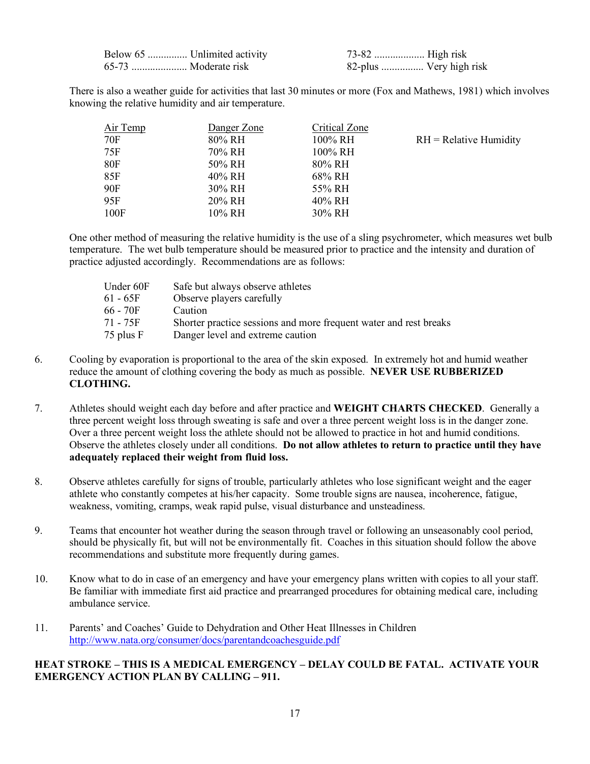| | |
|---|---|
| Below 65 ............... Unlimited activity | 73-82 ................... High risk |
| 65-73 ..................... Moderate risk | 82-plus ................ Very high risk |

There is also a weather guide for activities that last 30 minutes or more (Fox and Mathews, 1981) which involves knowing the relative humidity and air temperature.

| Air Temp | Danger Zone | Critical Zone |
|---|---|---|
| 70F | 80% RH | 100% RH |
| 75F | 70% RH | 100% RH |
| 80F | 50% RH | 80% RH |
| 85F | 40% RH | 68% RH |
| 90F | 30% RH | 55% RH |
| 95F | 20% RH | 40% RH |
| 100F | 10% RH | 30% RH |

RH = Relative Humidity

One other method of measuring the relative humidity is the use of a sling psychrometer, which measures wet bulb temperature. The wet bulb temperature should be measured prior to practice and the intensity and duration of practice adjusted accordingly. Recommendations are as follows:

| | |
|---|---|
| Under 60F | Safe but always observe athletes |
| 61 - 65F | Observe players carefully |
| 66 - 70F | Caution |
| 71 - 75F | Shorter practice sessions and more frequent water and rest breaks |
| 75 plus F | Danger level and extreme caution |

6. Cooling by evaporation is proportional to the area of the skin exposed. In extremely hot and humid weather reduce the amount of clothing covering the body as much as possible. **NEVER USE RUBBERIZED CLOTHING.**

7. Athletes should weight each day before and after practice and **WEIGHT CHARTS CHECKED**. Generally a three percent weight loss through sweating is safe and over a three percent weight loss is in the danger zone. Over a three percent weight loss the athlete should not be allowed to practice in hot and humid conditions. Observe the athletes closely under all conditions. **Do not allow athletes to return to practice until they have adequately replaced their weight from fluid loss.**

8. Observe athletes carefully for signs of trouble, particularly athletes who lose significant weight and the eager athlete who constantly competes at his/her capacity. Some trouble signs are nausea, incoherence, fatigue, weakness, vomiting, cramps, weak rapid pulse, visual disturbance and unsteadiness.

9. Teams that encounter hot weather during the season through travel or following an unseasonably cool period, should be physically fit, but will not be environmentally fit. Coaches in this situation should follow the above recommendations and substitute more frequently during games.

10. Know what to do in case of an emergency and have your emergency plans written with copies to all your staff. Be familiar with immediate first aid practice and prearranged procedures for obtaining medical care, including ambulance service.

11. Parents' and Coaches' Guide to Dehydration and Other Heat Illnesses in Children
[http://www.nata.org/consumer/docs/parentandcoachesguide.pdf](http://www.nata.org/consumer/docs/parentandcoachesguide.pdf)

**HEAT STROKE – THIS IS A MEDICAL EMERGENCY – DELAY COULD BE FATAL. ACTIVATE YOUR EMERGENCY ACTION PLAN BY CALLING – 911.**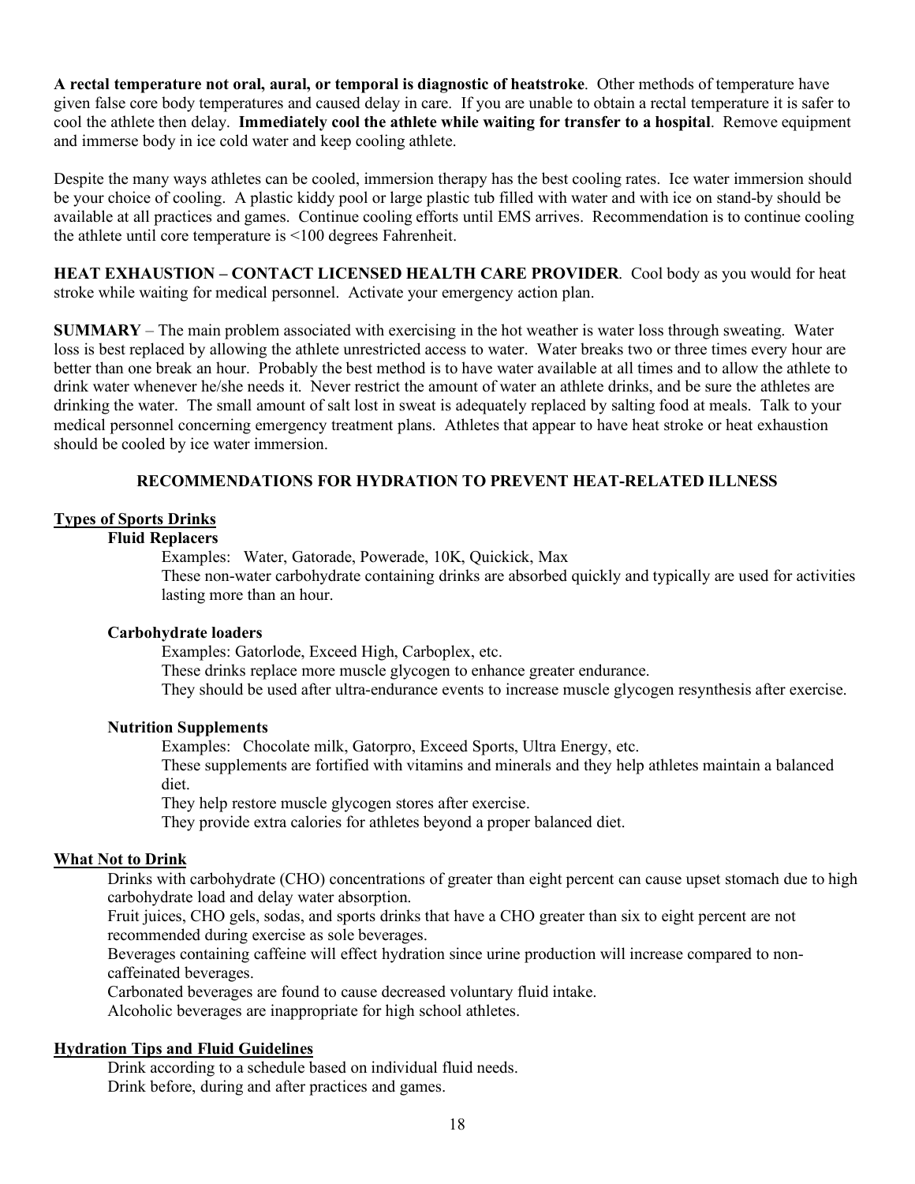**A rectal temperature not oral, aural, or temporal is diagnostic of heatstroke**. Other methods of temperature have given false core body temperatures and caused delay in care. If you are unable to obtain a rectal temperature it is safer to cool the athlete then delay. **Immediately cool the athlete while waiting for transfer to a hospital**. Remove equipment and immerse body in ice cold water and keep cooling athlete.

Despite the many ways athletes can be cooled, immersion therapy has the best cooling rates. Ice water immersion should be your choice of cooling. A plastic kiddy pool or large plastic tub filled with water and with ice on stand-by should be available at all practices and games. Continue cooling efforts until EMS arrives. Recommendation is to continue cooling the athlete until core temperature is <100 degrees Fahrenheit.

**HEAT EXHAUSTION – CONTACT LICENSED HEALTH CARE PROVIDER**. Cool body as you would for heat stroke while waiting for medical personnel. Activate your emergency action plan.

**SUMMARY** – The main problem associated with exercising in the hot weather is water loss through sweating. Water loss is best replaced by allowing the athlete unrestricted access to water. Water breaks two or three times every hour are better than one break an hour. Probably the best method is to have water available at all times and to allow the athlete to drink water whenever he/she needs it. Never restrict the amount of water an athlete drinks, and be sure the athletes are drinking the water. The small amount of salt lost in sweat is adequately replaced by salting food at meals. Talk to your medical personnel concerning emergency treatment plans. Athletes that appear to have heat stroke or heat exhaustion should be cooled by ice water immersion.

## RECOMMENDATIONS FOR HYDRATION TO PREVENT HEAT-RELATED ILLNESS

### Types of Sports Drinks

**Fluid Replacers**

Examples: Water, Gatorade, Powerade, 10K, Quickick, Max

These non-water carbohydrate containing drinks are absorbed quickly and typically are used for activities lasting more than an hour.

**Carbohydrate loaders**

Examples: Gatorlode, Exceed High, Carboplex, etc.

These drinks replace more muscle glycogen to enhance greater endurance.

They should be used after ultra-endurance events to increase muscle glycogen resynthesis after exercise.

**Nutrition Supplements**

Examples: Chocolate milk, Gatorpro, Exceed Sports, Ultra Energy, etc.

These supplements are fortified with vitamins and minerals and they help athletes maintain a balanced diet.

They help restore muscle glycogen stores after exercise.

They provide extra calories for athletes beyond a proper balanced diet.

### What Not to Drink

Drinks with carbohydrate (CHO) concentrations of greater than eight percent can cause upset stomach due to high carbohydrate load and delay water absorption.

Fruit juices, CHO gels, sodas, and sports drinks that have a CHO greater than six to eight percent are not recommended during exercise as sole beverages.

Beverages containing caffeine will effect hydration since urine production will increase compared to non-caffeinated beverages.

Carbonated beverages are found to cause decreased voluntary fluid intake.

Alcoholic beverages are inappropriate for high school athletes.

### Hydration Tips and Fluid Guidelines

Drink according to a schedule based on individual fluid needs.

Drink before, during and after practices and games.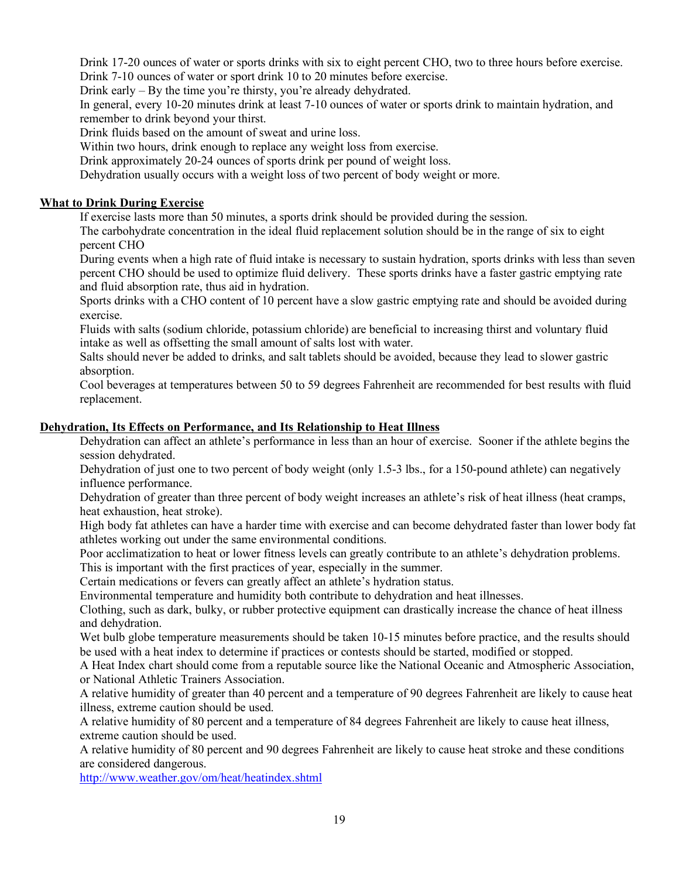Drink 17-20 ounces of water or sports drinks with six to eight percent CHO, two to three hours before exercise.

Drink 7-10 ounces of water or sport drink 10 to 20 minutes before exercise.

Drink early – By the time you're thirsty, you're already dehydrated.

In general, every 10-20 minutes drink at least 7-10 ounces of water or sports drink to maintain hydration, and remember to drink beyond your thirst.

Drink fluids based on the amount of sweat and urine loss.

Within two hours, drink enough to replace any weight loss from exercise.

Drink approximately 20-24 ounces of sports drink per pound of weight loss.

Dehydration usually occurs with a weight loss of two percent of body weight or more.

**What to Drink During Exercise**

If exercise lasts more than 50 minutes, a sports drink should be provided during the session.

The carbohydrate concentration in the ideal fluid replacement solution should be in the range of six to eight percent CHO

During events when a high rate of fluid intake is necessary to sustain hydration, sports drinks with less than seven percent CHO should be used to optimize fluid delivery. These sports drinks have a faster gastric emptying rate and fluid absorption rate, thus aid in hydration.

Sports drinks with a CHO content of 10 percent have a slow gastric emptying rate and should be avoided during exercise.

Fluids with salts (sodium chloride, potassium chloride) are beneficial to increasing thirst and voluntary fluid intake as well as offsetting the small amount of salts lost with water.

Salts should never be added to drinks, and salt tablets should be avoided, because they lead to slower gastric absorption.

Cool beverages at temperatures between 50 to 59 degrees Fahrenheit are recommended for best results with fluid replacement.

**Dehydration, Its Effects on Performance, and Its Relationship to Heat Illness**

Dehydration can affect an athlete's performance in less than an hour of exercise. Sooner if the athlete begins the session dehydrated.

Dehydration of just one to two percent of body weight (only 1.5-3 lbs., for a 150-pound athlete) can negatively influence performance.

Dehydration of greater than three percent of body weight increases an athlete's risk of heat illness (heat cramps, heat exhaustion, heat stroke).

High body fat athletes can have a harder time with exercise and can become dehydrated faster than lower body fat athletes working out under the same environmental conditions.

Poor acclimatization to heat or lower fitness levels can greatly contribute to an athlete's dehydration problems. This is important with the first practices of year, especially in the summer.

Certain medications or fevers can greatly affect an athlete's hydration status.

Environmental temperature and humidity both contribute to dehydration and heat illnesses.

Clothing, such as dark, bulky, or rubber protective equipment can drastically increase the chance of heat illness and dehydration.

Wet bulb globe temperature measurements should be taken 10-15 minutes before practice, and the results should be used with a heat index to determine if practices or contests should be started, modified or stopped.

A Heat Index chart should come from a reputable source like the National Oceanic and Atmospheric Association, or National Athletic Trainers Association.

A relative humidity of greater than 40 percent and a temperature of 90 degrees Fahrenheit are likely to cause heat illness, extreme caution should be used.

A relative humidity of 80 percent and a temperature of 84 degrees Fahrenheit are likely to cause heat illness, extreme caution should be used.

A relative humidity of 80 percent and 90 degrees Fahrenheit are likely to cause heat stroke and these conditions are considered dangerous.

http://www.weather.gov/om/heat/heatindex.shtml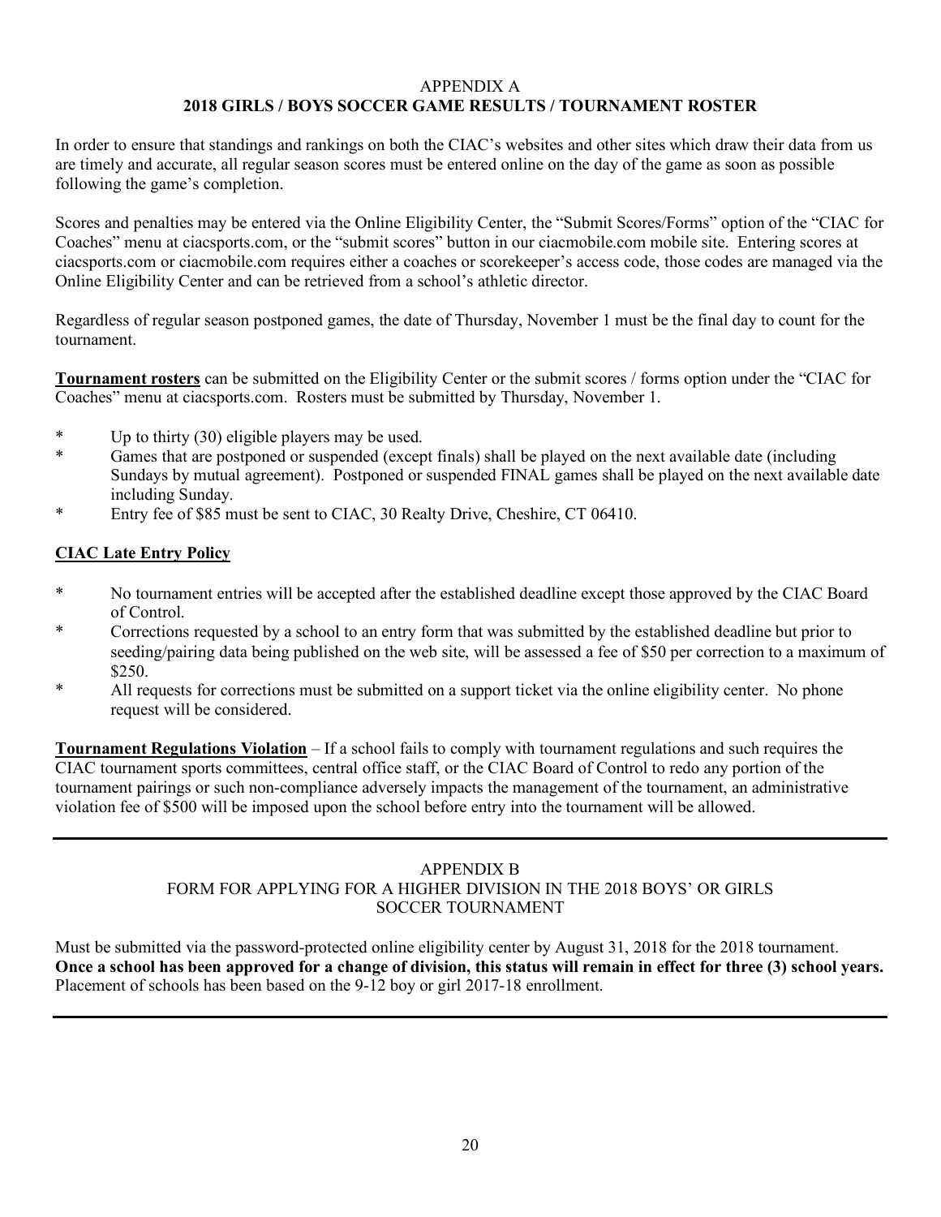## APPENDIX A
## 2018 GIRLS / BOYS SOCCER GAME RESULTS / TOURNAMENT ROSTER

In order to ensure that standings and rankings on both the CIAC's websites and other sites which draw their data from us are timely and accurate, all regular season scores must be entered online on the day of the game as soon as possible following the game's completion.

Scores and penalties may be entered via the Online Eligibility Center, the "Submit Scores/Forms" option of the "CIAC for Coaches" menu at ciacsports.com, or the "submit scores" button in our ciacmobile.com mobile site. Entering scores at ciacsports.com or ciacmobile.com requires either a coaches or scorekeeper's access code, those codes are managed via the Online Eligibility Center and can be retrieved from a school's athletic director.

Regardless of regular season postponed games, the date of Thursday, November 1 must be the final day to count for the tournament.

**Tournament rosters** can be submitted on the Eligibility Center or the submit scores / forms option under the "CIAC for Coaches" menu at ciacsports.com. Rosters must be submitted by Thursday, November 1.

- Up to thirty (30) eligible players may be used.
- Games that are postponed or suspended (except finals) shall be played on the next available date (including Sundays by mutual agreement). Postponed or suspended FINAL games shall be played on the next available date including Sunday.
- Entry fee of $85 must be sent to CIAC, 30 Realty Drive, Cheshire, CT 06410.

**CIAC Late Entry Policy**

- No tournament entries will be accepted after the established deadline except those approved by the CIAC Board of Control.
- Corrections requested by a school to an entry form that was submitted by the established deadline but prior to seeding/pairing data being published on the web site, will be assessed a fee of $50 per correction to a maximum of $250.
- All requests for corrections must be submitted on a support ticket via the online eligibility center. No phone request will be considered.

**Tournament Regulations Violation** – If a school fails to comply with tournament regulations and such requires the CIAC tournament sports committees, central office staff, or the CIAC Board of Control to redo any portion of the tournament pairings or such non-compliance adversely impacts the management of the tournament, an administrative violation fee of $500 will be imposed upon the school before entry into the tournament will be allowed.

---

## APPENDIX B
## FORM FOR APPLYING FOR A HIGHER DIVISION IN THE 2018 BOYS' OR GIRLS SOCCER TOURNAMENT

Must be submitted via the password-protected online eligibility center by August 31, 2018 for the 2018 tournament. **Once a school has been approved for a change of division, this status will remain in effect for three (3) school years.** Placement of schools has been based on the 9-12 boy or girl 2017-18 enrollment.

---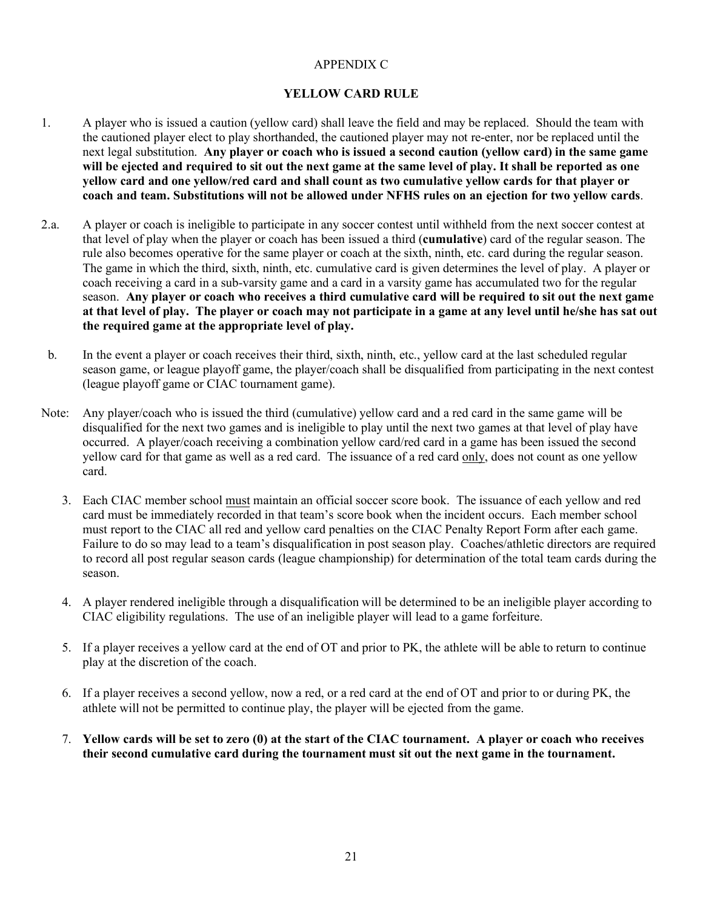# APPENDIX C

## YELLOW CARD RULE

1. A player who is issued a caution (yellow card) shall leave the field and may be replaced. Should the team with the cautioned player elect to play shorthanded, the cautioned player may not re-enter, nor be replaced until the next legal substitution. **Any player or coach who is issued a second caution (yellow card) in the same game will be ejected and required to sit out the next game at the same level of play. It shall be reported as one yellow card and one yellow/red card and shall count as two cumulative yellow cards for that player or coach and team. Substitutions will not be allowed under NFHS rules on an ejection for two yellow cards**.

2.a. A player or coach is ineligible to participate in any soccer contest until withheld from the next soccer contest at that level of play when the player or coach has been issued a third (**cumulative**) card of the regular season. The rule also becomes operative for the same player or coach at the sixth, ninth, etc. card during the regular season. The game in which the third, sixth, ninth, etc. cumulative card is given determines the level of play. A player or coach receiving a card in a sub-varsity game and a card in a varsity game has accumulated two for the regular season. **Any player or coach who receives a third cumulative card will be required to sit out the next game at that level of play. The player or coach may not participate in a game at any level until he/she has sat out the required game at the appropriate level of play.**

b. In the event a player or coach receives their third, sixth, ninth, etc., yellow card at the last scheduled regular season game, or league playoff game, the player/coach shall be disqualified from participating in the next contest (league playoff game or CIAC tournament game).

Note: Any player/coach who is issued the third (cumulative) yellow card and a red card in the same game will be disqualified for the next two games and is ineligible to play until the next two games at that level of play have occurred. A player/coach receiving a combination yellow card/red card in a game has been issued the second yellow card for that game as well as a red card. The issuance of a red card <u>only</u>, does not count as one yellow card.

3. Each CIAC member school <u>must</u> maintain an official soccer score book. The issuance of each yellow and red card must be immediately recorded in that team's score book when the incident occurs. Each member school must report to the CIAC all red and yellow card penalties on the CIAC Penalty Report Form after each game. Failure to do so may lead to a team's disqualification in post season play. Coaches/athletic directors are required to record all post regular season cards (league championship) for determination of the total team cards during the season.

4. A player rendered ineligible through a disqualification will be determined to be an ineligible player according to CIAC eligibility regulations. The use of an ineligible player will lead to a game forfeiture.

5. If a player receives a yellow card at the end of OT and prior to PK, the athlete will be able to return to continue play at the discretion of the coach.

6. If a player receives a second yellow, now a red, or a red card at the end of OT and prior to or during PK, the athlete will not be permitted to continue play, the player will be ejected from the game.

7. **Yellow cards will be set to zero (0) at the start of the CIAC tournament. A player or coach who receives their second cumulative card during the tournament must sit out the next game in the tournament.**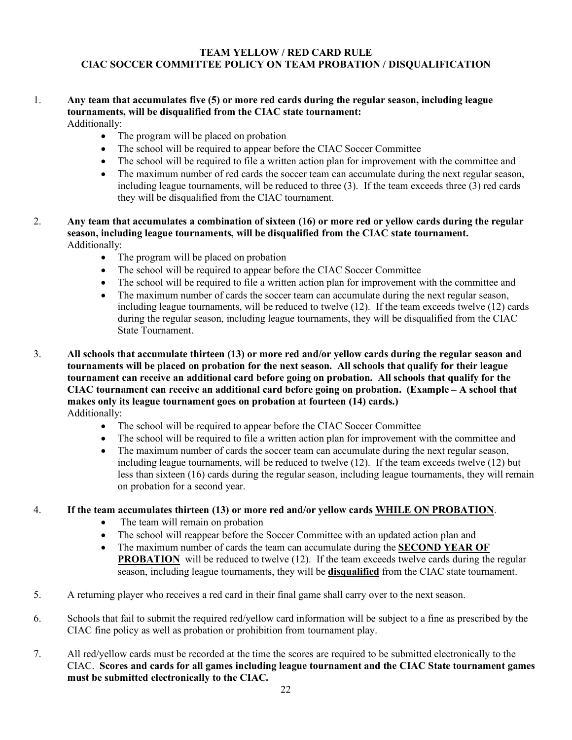# TEAM YELLOW / RED CARD RULE
## CIAC SOCCER COMMITTEE POLICY ON TEAM PROBATION / DISQUALIFICATION

1. **Any team that accumulates five (5) or more red cards during the regular season, including league tournaments, will be disqualified from the CIAC state tournament:**
   Additionally:
   - The program will be placed on probation
   - The school will be required to appear before the CIAC Soccer Committee
   - The school will be required to file a written action plan for improvement with the committee and
   - The maximum number of red cards the soccer team can accumulate during the next regular season, including league tournaments, will be reduced to three (3). If the team exceeds three (3) red cards they will be disqualified from the CIAC tournament.

2. **Any team that accumulates a combination of sixteen (16) or more red or yellow cards during the regular season, including league tournaments, will be disqualified from the CIAC state tournament.**
   Additionally:
   - The program will be placed on probation
   - The school will be required to appear before the CIAC Soccer Committee
   - The school will be required to file a written action plan for improvement with the committee and
   - The maximum number of cards the soccer team can accumulate during the next regular season, including league tournaments, will be reduced to twelve (12). If the team exceeds twelve (12) cards during the regular season, including league tournaments, they will be disqualified from the CIAC State Tournament.

3. **All schools that accumulate thirteen (13) or more red and/or yellow cards during the regular season and tournaments will be placed on probation for the next season. All schools that qualify for their league tournament can receive an additional card before going on probation. All schools that qualify for the CIAC tournament can receive an additional card before going on probation. (Example – A school that makes only its league tournament goes on probation at fourteen (14) cards.)**
   Additionally:
   - The school will be required to appear before the CIAC Soccer Committee
   - The school will be required to file a written action plan for improvement with the committee and
   - The maximum number of cards the soccer team can accumulate during the next regular season, including league tournaments, will be reduced to twelve (12). If the team exceeds twelve (12) but less than sixteen (16) cards during the regular season, including league tournaments, they will remain on probation for a second year.

4. **If the team accumulates thirteen (13) or more red and/or yellow cards <u>WHILE ON PROBATION</u>.**
   - The team will remain on probation
   - The school will reappear before the Soccer Committee with an updated action plan and
   - The maximum number of cards the team can accumulate during the **<u>SECOND YEAR OF PROBATION</u>** will be reduced to twelve (12). If the team exceeds twelve cards during the regular season, including league tournaments, they will be **<u>disqualified</u>** from the CIAC state tournament.

5. A returning player who receives a red card in their final game shall carry over to the next season.

6. Schools that fail to submit the required red/yellow card information will be subject to a fine as prescribed by the CIAC fine policy as well as probation or prohibition from tournament play.

7. All red/yellow cards must be recorded at the time the scores are required to be submitted electronically to the CIAC. **Scores and cards for all games including league tournament and the CIAC State tournament games must be submitted electronically to the CIAC.**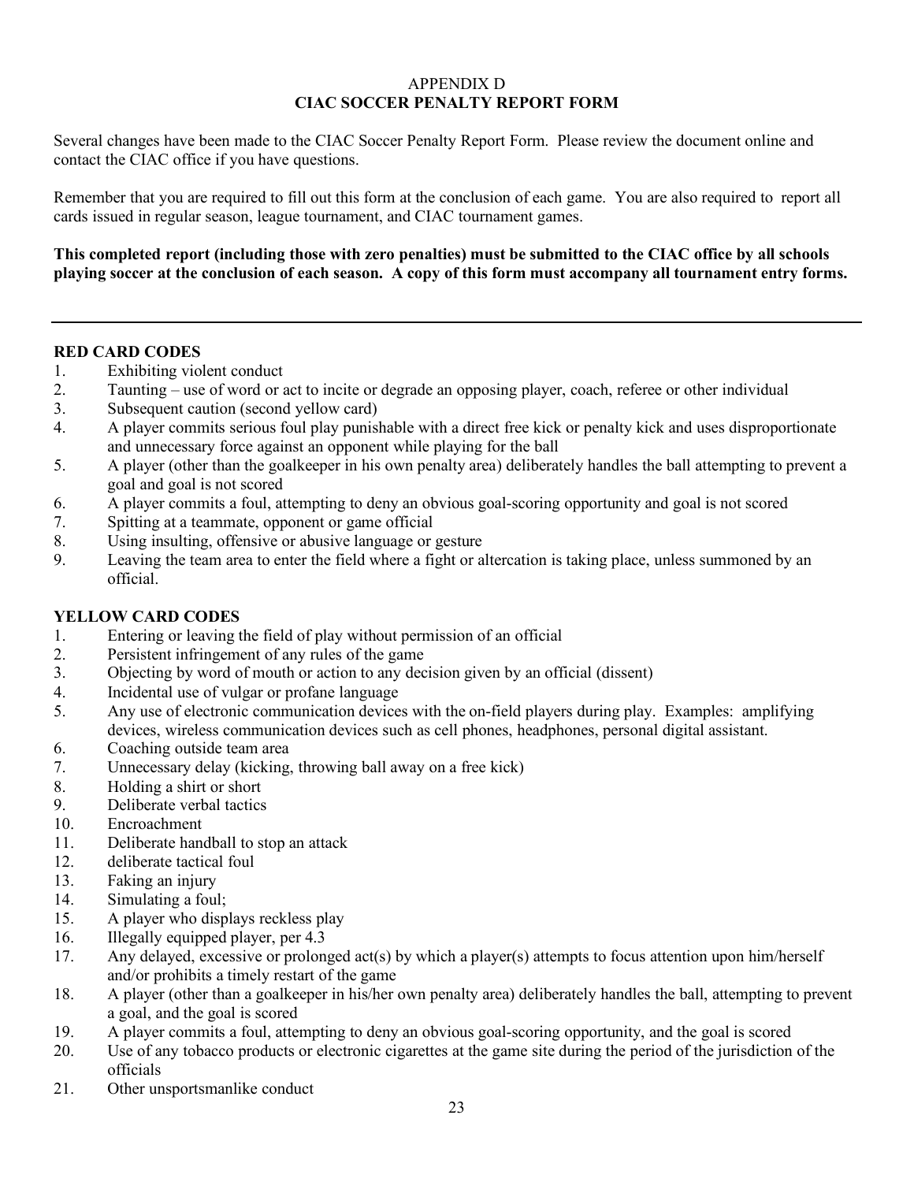APPENDIX D

## CIAC SOCCER PENALTY REPORT FORM

Several changes have been made to the CIAC Soccer Penalty Report Form. Please review the document online and contact the CIAC office if you have questions.

Remember that you are required to fill out this form at the conclusion of each game. You are also required to report all cards issued in regular season, league tournament, and CIAC tournament games.

**This completed report (including those with zero penalties) must be submitted to the CIAC office by all schools playing soccer at the conclusion of each season. A copy of this form must accompany all tournament entry forms.**

---

### RED CARD CODES

1. Exhibiting violent conduct
2. Taunting – use of word or act to incite or degrade an opposing player, coach, referee or other individual
3. Subsequent caution (second yellow card)
4. A player commits serious foul play punishable with a direct free kick or penalty kick and uses disproportionate and unnecessary force against an opponent while playing for the ball
5. A player (other than the goalkeeper in his own penalty area) deliberately handles the ball attempting to prevent a goal and goal is not scored
6. A player commits a foul, attempting to deny an obvious goal-scoring opportunity and goal is not scored
7. Spitting at a teammate, opponent or game official
8. Using insulting, offensive or abusive language or gesture
9. Leaving the team area to enter the field where a fight or altercation is taking place, unless summoned by an official.

### YELLOW CARD CODES

1. Entering or leaving the field of play without permission of an official
2. Persistent infringement of any rules of the game
3. Objecting by word of mouth or action to any decision given by an official (dissent)
4. Incidental use of vulgar or profane language
5. Any use of electronic communication devices with the on-field players during play. Examples: amplifying devices, wireless communication devices such as cell phones, headphones, personal digital assistant.
6. Coaching outside team area
7. Unnecessary delay (kicking, throwing ball away on a free kick)
8. Holding a shirt or short
9. Deliberate verbal tactics
10. Encroachment
11. Deliberate handball to stop an attack
12. deliberate tactical foul
13. Faking an injury
14. Simulating a foul;
15. A player who displays reckless play
16. Illegally equipped player, per 4.3
17. Any delayed, excessive or prolonged act(s) by which a player(s) attempts to focus attention upon him/herself and/or prohibits a timely restart of the game
18. A player (other than a goalkeeper in his/her own penalty area) deliberately handles the ball, attempting to prevent a goal, and the goal is scored
19. A player commits a foul, attempting to deny an obvious goal-scoring opportunity, and the goal is scored
20. Use of any tobacco products or electronic cigarettes at the game site during the period of the jurisdiction of the officials
21. Other unsportsmanlike conduct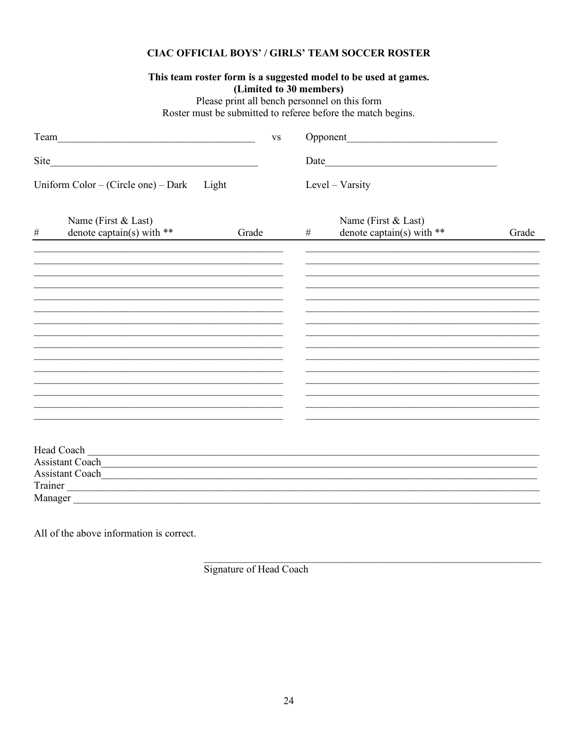**CIAC OFFICIAL BOYS' / GIRLS' TEAM SOCCER ROSTER**

**This team roster form is a suggested model to be used at games.**
**(Limited to 30 members)**

Please print all bench personnel on this form
Roster must be submitted to referee before the match begins.

Team_____________________________________ vs Opponent____________________________

Site_______________________________________ Date_________________________________

Uniform Color – (Circle one) – Dark Light Level – Varsity

| # | Name (First & Last) denote captain(s) with ** | Grade | # | Name (First & Last) denote captain(s) with ** | Grade |
|---|---|---|---|---|---|
| | | | | | |
| | | | | | |
| | | | | | |
| | | | | | |
| | | | | | |
| | | | | | |
| | | | | | |
| | | | | | |
| | | | | | |
| | | | | | |
| | | | | | |
| | | | | | |
| | | | | | |
| | | | | | |
| | | | | | |

Head Coach ______________________________________________________________________

Assistant Coach___________________________________________________________________

Assistant Coach___________________________________________________________________

Trainer _________________________________________________________________________

Manager ________________________________________________________________________

All of the above information is correct.

_____________________________________________________________
Signature of Head Coach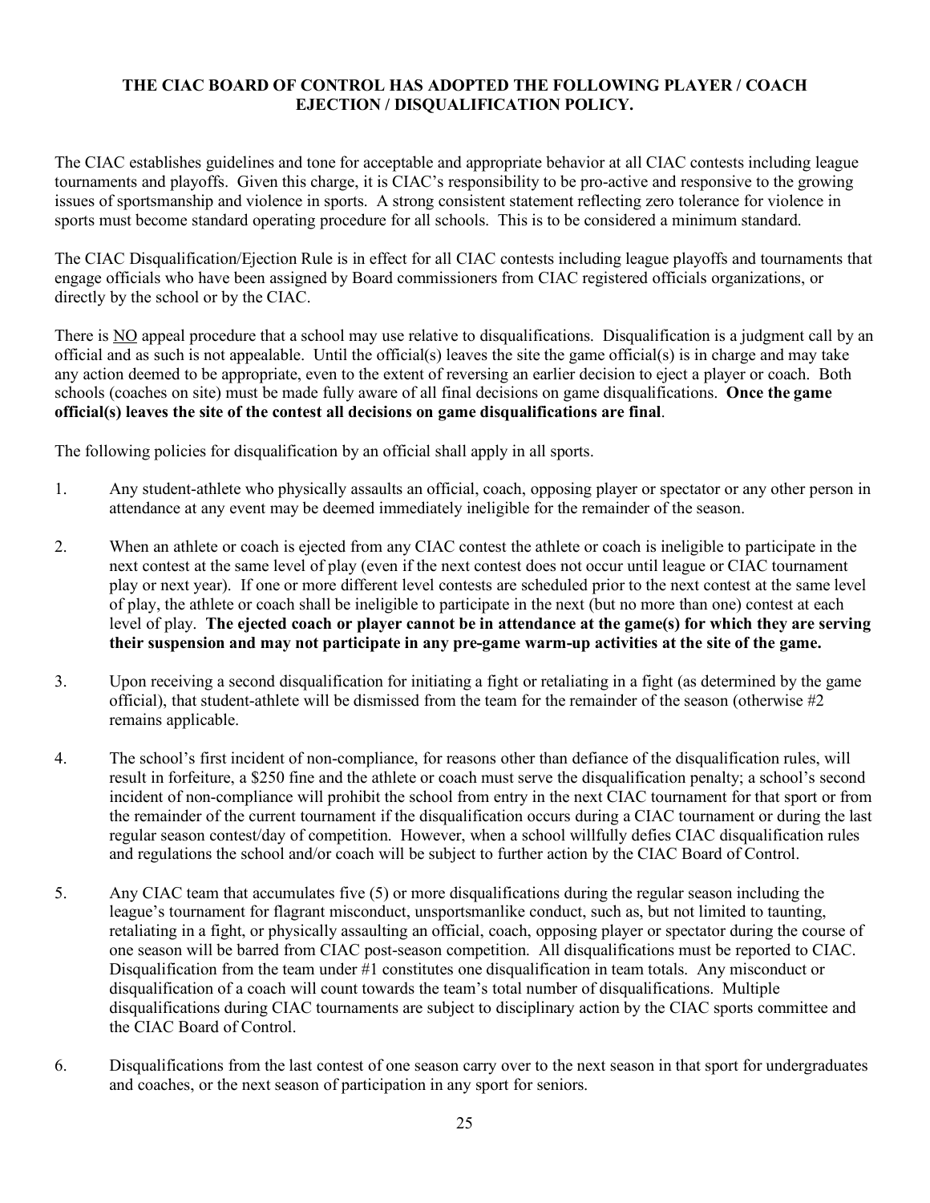**THE CIAC BOARD OF CONTROL HAS ADOPTED THE FOLLOWING PLAYER / COACH EJECTION / DISQUALIFICATION POLICY.**

The CIAC establishes guidelines and tone for acceptable and appropriate behavior at all CIAC contests including league tournaments and playoffs. Given this charge, it is CIAC's responsibility to be pro-active and responsive to the growing issues of sportsmanship and violence in sports. A strong consistent statement reflecting zero tolerance for violence in sports must become standard operating procedure for all schools. This is to be considered a minimum standard.

The CIAC Disqualification/Ejection Rule is in effect for all CIAC contests including league playoffs and tournaments that engage officials who have been assigned by Board commissioners from CIAC registered officials organizations, or directly by the school or by the CIAC.

There is <u>NO</u> appeal procedure that a school may use relative to disqualifications. Disqualification is a judgment call by an official and as such is not appealable. Until the official(s) leaves the site the game official(s) is in charge and may take any action deemed to be appropriate, even to the extent of reversing an earlier decision to eject a player or coach. Both schools (coaches on site) must be made fully aware of all final decisions on game disqualifications. **Once the game official(s) leaves the site of the contest all decisions on game disqualifications are final**.

The following policies for disqualification by an official shall apply in all sports.

1. Any student-athlete who physically assaults an official, coach, opposing player or spectator or any other person in attendance at any event may be deemed immediately ineligible for the remainder of the season.

2. When an athlete or coach is ejected from any CIAC contest the athlete or coach is ineligible to participate in the next contest at the same level of play (even if the next contest does not occur until league or CIAC tournament play or next year). If one or more different level contests are scheduled prior to the next contest at the same level of play, the athlete or coach shall be ineligible to participate in the next (but no more than one) contest at each level of play. **The ejected coach or player cannot be in attendance at the game(s) for which they are serving their suspension and may not participate in any pre-game warm-up activities at the site of the game.**

3. Upon receiving a second disqualification for initiating a fight or retaliating in a fight (as determined by the game official), that student-athlete will be dismissed from the team for the remainder of the season (otherwise #2 remains applicable.

4. The school's first incident of non-compliance, for reasons other than defiance of the disqualification rules, will result in forfeiture, a $250 fine and the athlete or coach must serve the disqualification penalty; a school's second incident of non-compliance will prohibit the school from entry in the next CIAC tournament for that sport or from the remainder of the current tournament if the disqualification occurs during a CIAC tournament or during the last regular season contest/day of competition. However, when a school willfully defies CIAC disqualification rules and regulations the school and/or coach will be subject to further action by the CIAC Board of Control.

5. Any CIAC team that accumulates five (5) or more disqualifications during the regular season including the league's tournament for flagrant misconduct, unsportsmanlike conduct, such as, but not limited to taunting, retaliating in a fight, or physically assaulting an official, coach, opposing player or spectator during the course of one season will be barred from CIAC post-season competition. All disqualifications must be reported to CIAC. Disqualification from the team under #1 constitutes one disqualification in team totals. Any misconduct or disqualification of a coach will count towards the team's total number of disqualifications. Multiple disqualifications during CIAC tournaments are subject to disciplinary action by the CIAC sports committee and the CIAC Board of Control.

6. Disqualifications from the last contest of one season carry over to the next season in that sport for undergraduates and coaches, or the next season of participation in any sport for seniors.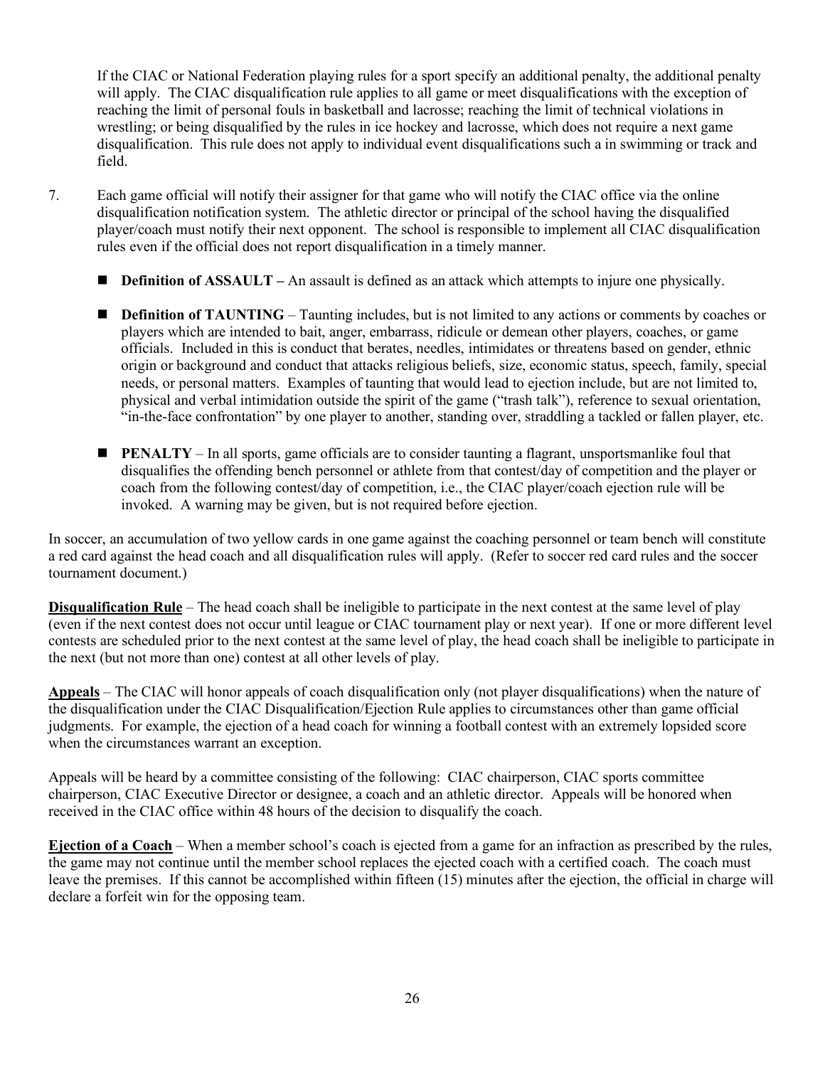If the CIAC or National Federation playing rules for a sport specify an additional penalty, the additional penalty will apply. The CIAC disqualification rule applies to all game or meet disqualifications with the exception of reaching the limit of personal fouls in basketball and lacrosse; reaching the limit of technical violations in wrestling; or being disqualified by the rules in ice hockey and lacrosse, which does not require a next game disqualification. This rule does not apply to individual event disqualifications such a in swimming or track and field.

7. Each game official will notify their assigner for that game who will notify the CIAC office via the online disqualification notification system. The athletic director or principal of the school having the disqualified player/coach must notify their next opponent. The school is responsible to implement all CIAC disqualification rules even if the official does not report disqualification in a timely manner.

   - **Definition of ASSAULT –** An assault is defined as an attack which attempts to injure one physically.

   - **Definition of TAUNTING** – Taunting includes, but is not limited to any actions or comments by coaches or players which are intended to bait, anger, embarrass, ridicule or demean other players, coaches, or game officials. Included in this is conduct that berates, needles, intimidates or threatens based on gender, ethnic origin or background and conduct that attacks religious beliefs, size, economic status, speech, family, special needs, or personal matters. Examples of taunting that would lead to ejection include, but are not limited to, physical and verbal intimidation outside the spirit of the game ("trash talk"), reference to sexual orientation, "in-the-face confrontation" by one player to another, standing over, straddling a tackled or fallen player, etc.

   - **PENALTY** – In all sports, game officials are to consider taunting a flagrant, unsportsmanlike foul that disqualifies the offending bench personnel or athlete from that contest/day of competition and the player or coach from the following contest/day of competition, i.e., the CIAC player/coach ejection rule will be invoked. A warning may be given, but is not required before ejection.

In soccer, an accumulation of two yellow cards in one game against the coaching personnel or team bench will constitute a red card against the head coach and all disqualification rules will apply. (Refer to soccer red card rules and the soccer tournament document.)

**Disqualification Rule** – The head coach shall be ineligible to participate in the next contest at the same level of play (even if the next contest does not occur until league or CIAC tournament play or next year). If one or more different level contests are scheduled prior to the next contest at the same level of play, the head coach shall be ineligible to participate in the next (but not more than one) contest at all other levels of play.

**Appeals** – The CIAC will honor appeals of coach disqualification only (not player disqualifications) when the nature of the disqualification under the CIAC Disqualification/Ejection Rule applies to circumstances other than game official judgments. For example, the ejection of a head coach for winning a football contest with an extremely lopsided score when the circumstances warrant an exception.

Appeals will be heard by a committee consisting of the following: CIAC chairperson, CIAC sports committee chairperson, CIAC Executive Director or designee, a coach and an athletic director. Appeals will be honored when received in the CIAC office within 48 hours of the decision to disqualify the coach.

**Ejection of a Coach** – When a member school's coach is ejected from a game for an infraction as prescribed by the rules, the game may not continue until the member school replaces the ejected coach with a certified coach. The coach must leave the premises. If this cannot be accomplished within fifteen (15) minutes after the ejection, the official in charge will declare a forfeit win for the opposing team.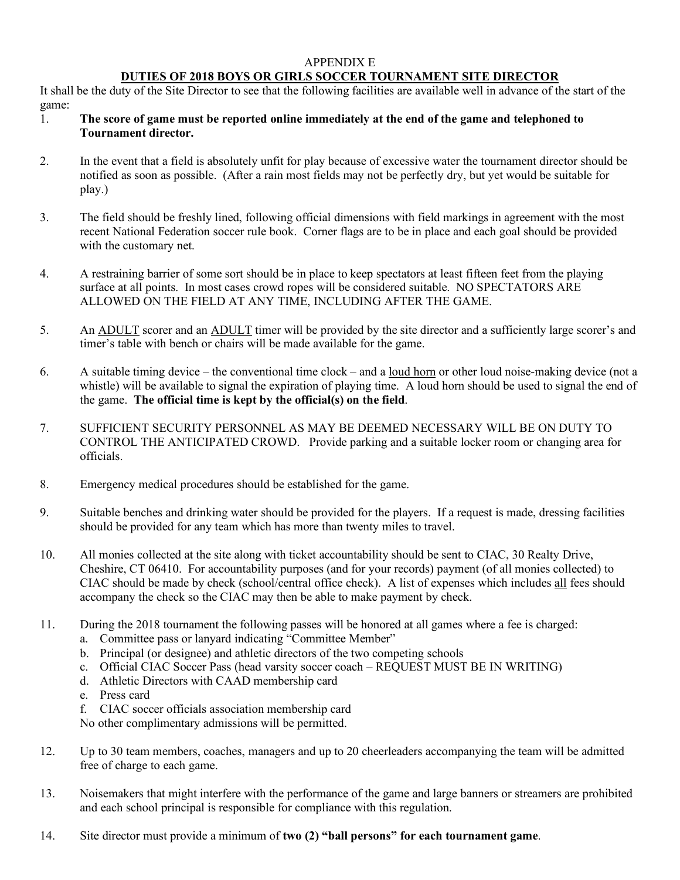APPENDIX E

## DUTIES OF 2018 BOYS OR GIRLS SOCCER TOURNAMENT SITE DIRECTOR

It shall be the duty of the Site Director to see that the following facilities are available well in advance of the start of the game:

1. **The score of game must be reported online immediately at the end of the game and telephoned to Tournament director.**

2. In the event that a field is absolutely unfit for play because of excessive water the tournament director should be notified as soon as possible. (After a rain most fields may not be perfectly dry, but yet would be suitable for play.)

3. The field should be freshly lined, following official dimensions with field markings in agreement with the most recent National Federation soccer rule book. Corner flags are to be in place and each goal should be provided with the customary net.

4. A restraining barrier of some sort should be in place to keep spectators at least fifteen feet from the playing surface at all points. In most cases crowd ropes will be considered suitable. NO SPECTATORS ARE ALLOWED ON THE FIELD AT ANY TIME, INCLUDING AFTER THE GAME.

5. An ADULT scorer and an ADULT timer will be provided by the site director and a sufficiently large scorer's and timer's table with bench or chairs will be made available for the game.

6. A suitable timing device – the conventional time clock – and a loud horn or other loud noise-making device (not a whistle) will be available to signal the expiration of playing time. A loud horn should be used to signal the end of the game. **The official time is kept by the official(s) on the field**.

7. SUFFICIENT SECURITY PERSONNEL AS MAY BE DEEMED NECESSARY WILL BE ON DUTY TO CONTROL THE ANTICIPATED CROWD. Provide parking and a suitable locker room or changing area for officials.

8. Emergency medical procedures should be established for the game.

9. Suitable benches and drinking water should be provided for the players. If a request is made, dressing facilities should be provided for any team which has more than twenty miles to travel.

10. All monies collected at the site along with ticket accountability should be sent to CIAC, 30 Realty Drive, Cheshire, CT 06410. For accountability purposes (and for your records) payment (of all monies collected) to CIAC should be made by check (school/central office check). A list of expenses which includes all fees should accompany the check so the CIAC may then be able to make payment by check.

11. During the 2018 tournament the following passes will be honored at all games where a fee is charged:
    a. Committee pass or lanyard indicating "Committee Member"
    b. Principal (or designee) and athletic directors of the two competing schools
    c. Official CIAC Soccer Pass (head varsity soccer coach – REQUEST MUST BE IN WRITING)
    d. Athletic Directors with CAAD membership card
    e. Press card
    f. CIAC soccer officials association membership card

    No other complimentary admissions will be permitted.

12. Up to 30 team members, coaches, managers and up to 20 cheerleaders accompanying the team will be admitted free of charge to each game.

13. Noisemakers that might interfere with the performance of the game and large banners or streamers are prohibited and each school principal is responsible for compliance with this regulation.

14. Site director must provide a minimum of **two (2) "ball persons" for each tournament game**.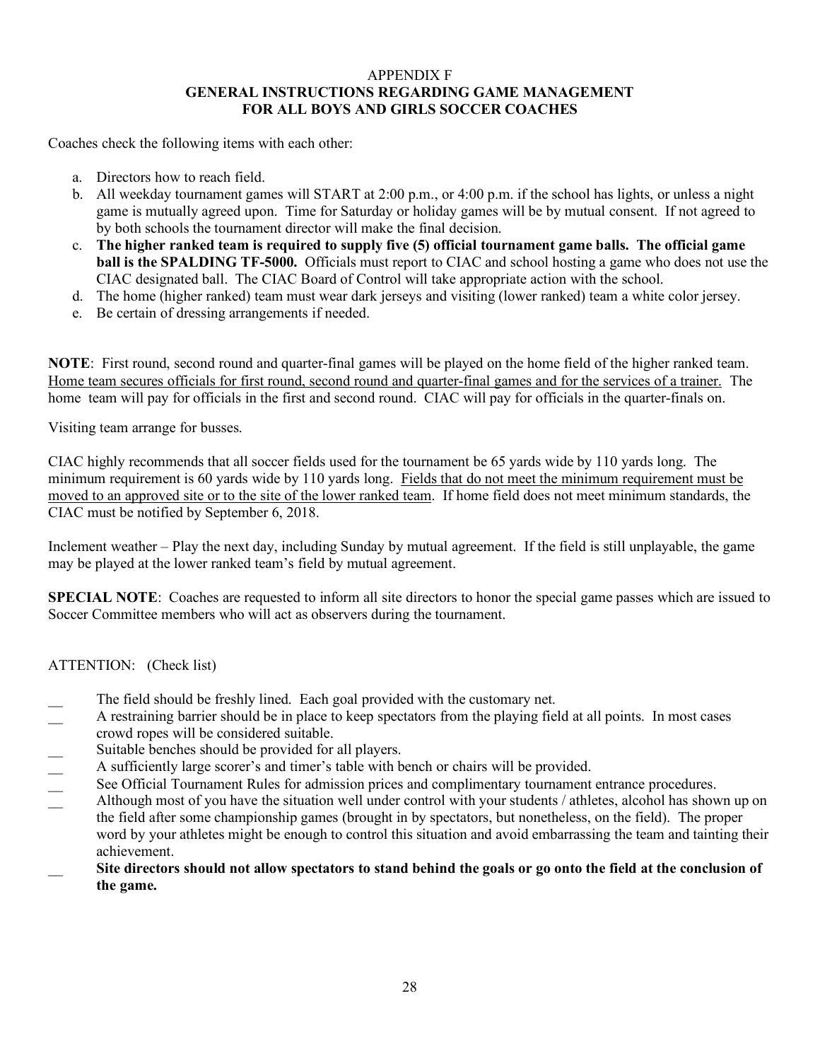# APPENDIX F

## GENERAL INSTRUCTIONS REGARDING GAME MANAGEMENT FOR ALL BOYS AND GIRLS SOCCER COACHES

Coaches check the following items with each other:

a. Directors how to reach field.
b. All weekday tournament games will START at 2:00 p.m., or 4:00 p.m. if the school has lights, or unless a night game is mutually agreed upon. Time for Saturday or holiday games will be by mutual consent. If not agreed to by both schools the tournament director will make the final decision.
c. **The higher ranked team is required to supply five (5) official tournament game balls. The official game ball is the SPALDING TF-5000.** Officials must report to CIAC and school hosting a game who does not use the CIAC designated ball. The CIAC Board of Control will take appropriate action with the school.
d. The home (higher ranked) team must wear dark jerseys and visiting (lower ranked) team a white color jersey.
e. Be certain of dressing arrangements if needed.

**NOTE**: First round, second round and quarter-final games will be played on the home field of the higher ranked team. <u>Home team secures officials for first round, second round and quarter-final games and for the services of a trainer.</u> The home team will pay for officials in the first and second round. CIAC will pay for officials in the quarter-finals on.

Visiting team arrange for busses.

CIAC highly recommends that all soccer fields used for the tournament be 65 yards wide by 110 yards long. The minimum requirement is 60 yards wide by 110 yards long. <u>Fields that do not meet the minimum requirement must be moved to an approved site or to the site of the lower ranked team</u>. If home field does not meet minimum standards, the CIAC must be notified by September 6, 2018.

Inclement weather – Play the next day, including Sunday by mutual agreement. If the field is still unplayable, the game may be played at the lower ranked team's field by mutual agreement.

**SPECIAL NOTE**: Coaches are requested to inform all site directors to honor the special game passes which are issued to Soccer Committee members who will act as observers during the tournament.

ATTENTION: (Check list)

- __ The field should be freshly lined. Each goal provided with the customary net.
- __ A restraining barrier should be in place to keep spectators from the playing field at all points. In most cases crowd ropes will be considered suitable.
- __ Suitable benches should be provided for all players.
- __ A sufficiently large scorer's and timer's table with bench or chairs will be provided.
- __ See Official Tournament Rules for admission prices and complimentary tournament entrance procedures.
- __ Although most of you have the situation well under control with your students / athletes, alcohol has shown up on the field after some championship games (brought in by spectators, but nonetheless, on the field). The proper word by your athletes might be enough to control this situation and avoid embarrassing the team and tainting their achievement.
- __ **Site directors should not allow spectators to stand behind the goals or go onto the field at the conclusion of the game.**